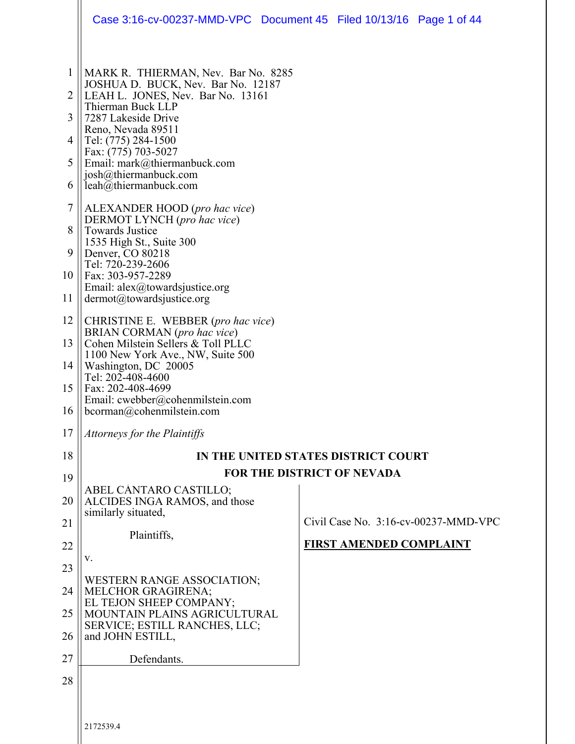MARK R. THIERMAN, Nev. Bar No. 8285
JOSHUA D. BUCK, Nev. Bar No. 12187
LEAH L. JONES, Nev. Bar No. 13161
Thierman Buck LLP
7287 Lakeside Drive
Reno, Nevada 89511
Tel: (775) 284-1500
Fax: (775) 703-5027
Email: mark@thiermanbuck.com
josh@thiermanbuck.com
leah@thiermanbuck.com

ALEXANDER HOOD (*pro hac vice*)
DERMOT LYNCH (*pro hac vice*)
Towards Justice
1535 High St., Suite 300
Denver, CO 80218
Tel: 720-239-2606
Fax: 303-957-2289
Email: alex@towardsjustice.org
dermot@towardsjustice.org

CHRISTINE E. WEBBER (*pro hac vice*)
BRIAN CORMAN (*pro hac vice*)
Cohen Milstein Sellers & Toll PLLC
1100 New York Ave., NW, Suite 500
Washington, DC 20005
Tel: 202-408-4600
Fax: 202-408-4699
Email: cwebber@cohenmilstein.com
bcorman@cohenmilstein.com

*Attorneys for the Plaintiffs*

**IN THE UNITED STATES DISTRICT COURT**
**FOR THE DISTRICT OF NEVADA**

ABEL CÀNTARO CASTILLO; ALCIDES INGA RAMOS, and those similarly situated,

Plaintiffs,

v.

WESTERN RANGE ASSOCIATION; MELCHOR GRAGIRENA; EL TEJON SHEEP COMPANY; MOUNTAIN PLAINS AGRICULTURAL SERVICE; ESTILL RANCHES, LLC; and JOHN ESTILL,

Defendants.

Civil Case No. 3:16-cv-00237-MMD-VPC

**FIRST AMENDED COMPLAINT**

2172539.4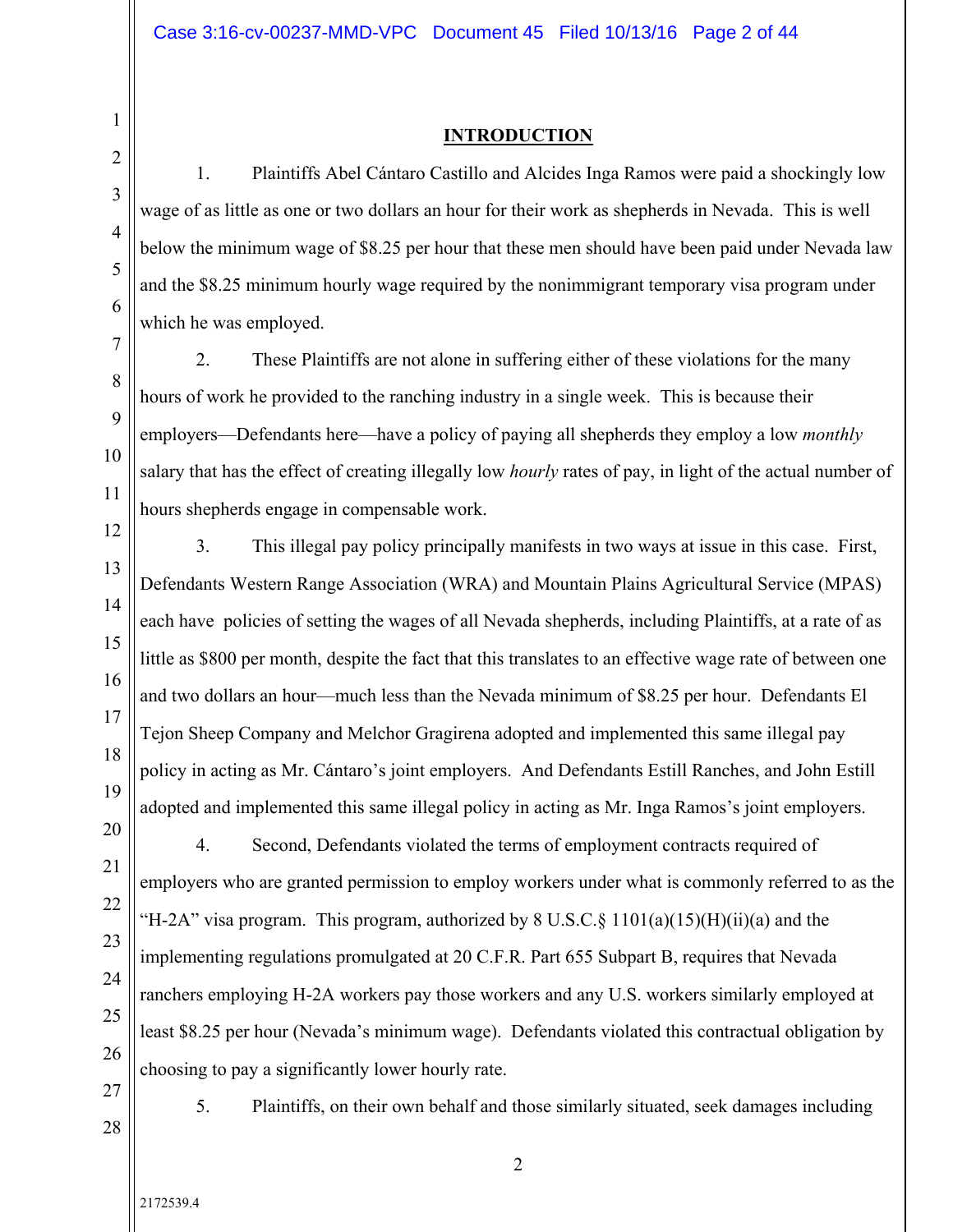## INTRODUCTION

1. Plaintiffs Abel Cántaro Castillo and Alcides Inga Ramos were paid a shockingly low wage of as little as one or two dollars an hour for their work as shepherds in Nevada. This is well below the minimum wage of $8.25 per hour that these men should have been paid under Nevada law and the $8.25 minimum hourly wage required by the nonimmigrant temporary visa program under which he was employed.

2. These Plaintiffs are not alone in suffering either of these violations for the many hours of work he provided to the ranching industry in a single week. This is because their employers—Defendants here—have a policy of paying all shepherds they employ a low *monthly* salary that has the effect of creating illegally low *hourly* rates of pay, in light of the actual number of hours shepherds engage in compensable work.

3. This illegal pay policy principally manifests in two ways at issue in this case. First, Defendants Western Range Association (WRA) and Mountain Plains Agricultural Service (MPAS) each have policies of setting the wages of all Nevada shepherds, including Plaintiffs, at a rate of as little as $800 per month, despite the fact that this translates to an effective wage rate of between one and two dollars an hour—much less than the Nevada minimum of $8.25 per hour. Defendants El Tejon Sheep Company and Melchor Gragirena adopted and implemented this same illegal pay policy in acting as Mr. Cántaro's joint employers. And Defendants Estill Ranches, and John Estill adopted and implemented this same illegal policy in acting as Mr. Inga Ramos's joint employers.

4. Second, Defendants violated the terms of employment contracts required of employers who are granted permission to employ workers under what is commonly referred to as the "H-2A" visa program. This program, authorized by 8 U.S.C.§ 1101(a)(15)(H)(ii)(a) and the implementing regulations promulgated at 20 C.F.R. Part 655 Subpart B, requires that Nevada ranchers employing H-2A workers pay those workers and any U.S. workers similarly employed at least $8.25 per hour (Nevada's minimum wage). Defendants violated this contractual obligation by choosing to pay a significantly lower hourly rate.

5. Plaintiffs, on their own behalf and those similarly situated, seek damages including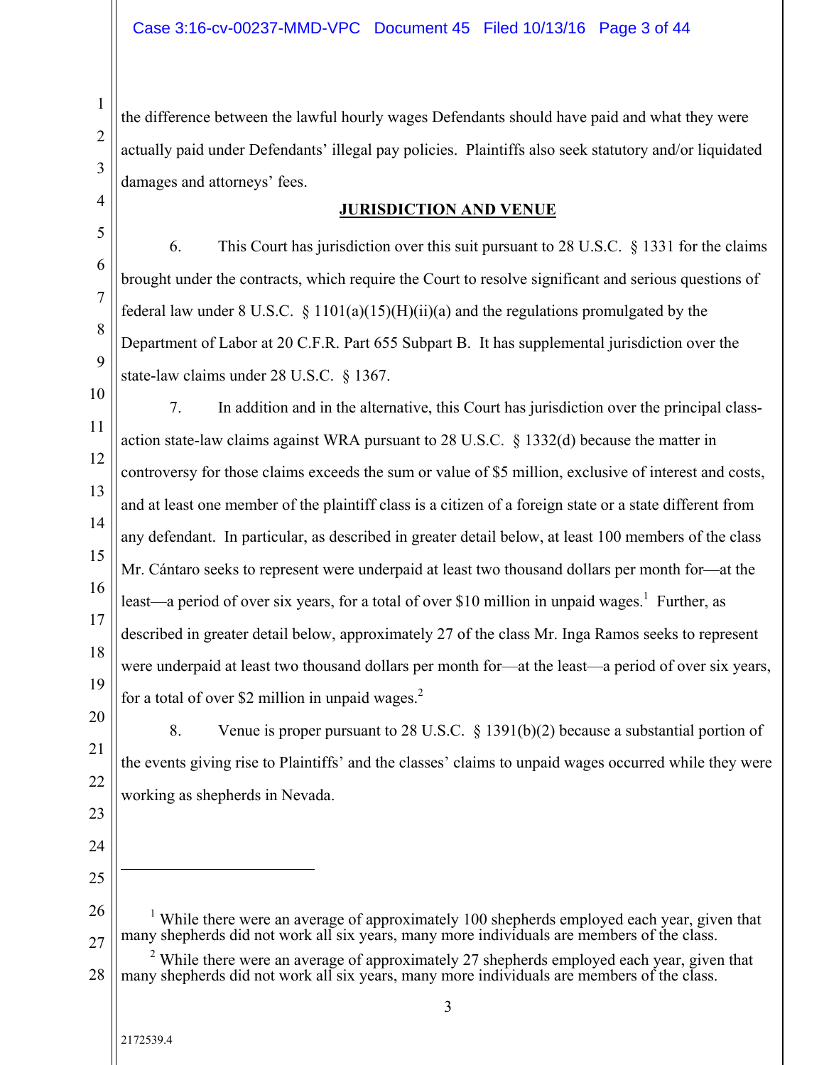the difference between the lawful hourly wages Defendants should have paid and what they were actually paid under Defendants' illegal pay policies. Plaintiffs also seek statutory and/or liquidated damages and attorneys' fees.

## JURISDICTION AND VENUE

6. This Court has jurisdiction over this suit pursuant to 28 U.S.C. § 1331 for the claims brought under the contracts, which require the Court to resolve significant and serious questions of federal law under 8 U.S.C. § 1101(a)(15)(H)(ii)(a) and the regulations promulgated by the Department of Labor at 20 C.F.R. Part 655 Subpart B. It has supplemental jurisdiction over the state-law claims under 28 U.S.C. § 1367.

7. In addition and in the alternative, this Court has jurisdiction over the principal class-action state-law claims against WRA pursuant to 28 U.S.C. § 1332(d) because the matter in controversy for those claims exceeds the sum or value of $5 million, exclusive of interest and costs, and at least one member of the plaintiff class is a citizen of a foreign state or a state different from any defendant. In particular, as described in greater detail below, at least 100 members of the class Mr. Cántaro seeks to represent were underpaid at least two thousand dollars per month for—at the least—a period of over six years, for a total of over $10 million in unpaid wages.[1] Further, as described in greater detail below, approximately 27 of the class Mr. Inga Ramos seeks to represent were underpaid at least two thousand dollars per month for—at the least—a period of over six years, for a total of over $2 million in unpaid wages.[2]

8. Venue is proper pursuant to 28 U.S.C. § 1391(b)(2) because a substantial portion of the events giving rise to Plaintiffs' and the classes' claims to unpaid wages occurred while they were working as shepherds in Nevada.

---

[1] While there were an average of approximately 100 shepherds employed each year, given that many shepherds did not work all six years, many more individuals are members of the class.

[2] While there were an average of approximately 27 shepherds employed each year, given that many shepherds did not work all six years, many more individuals are members of the class.

2172539.4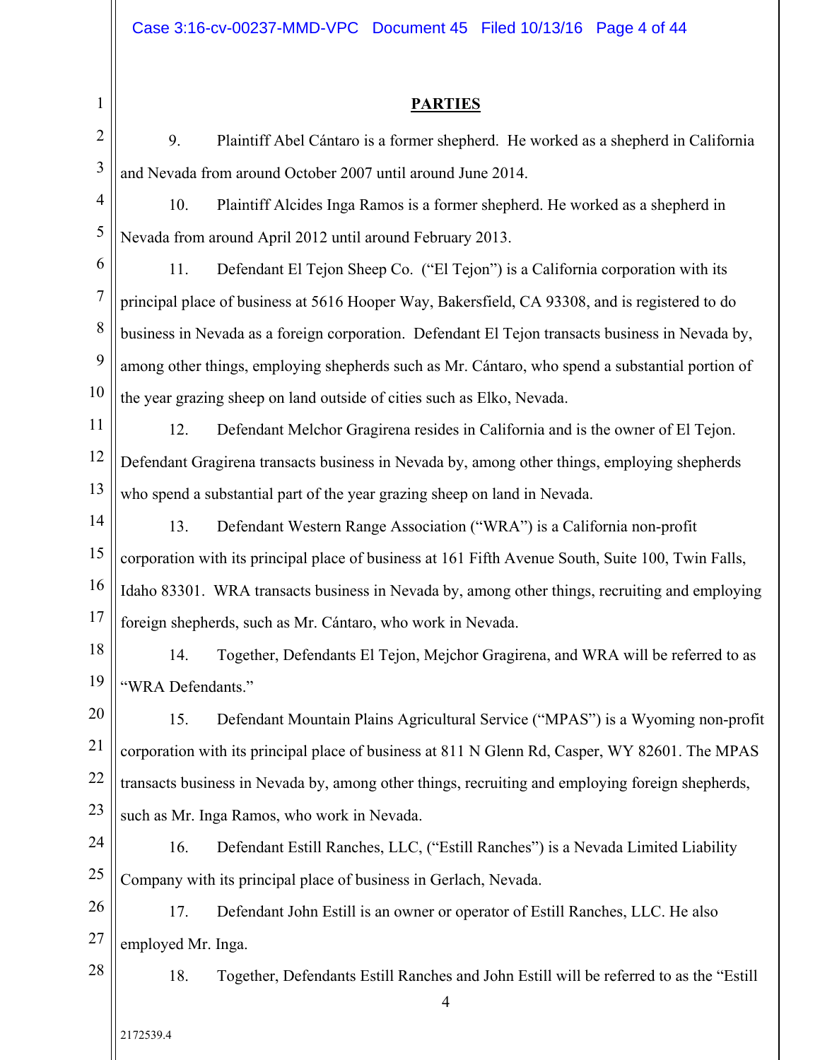## PARTIES

9. Plaintiff Abel Cántaro is a former shepherd. He worked as a shepherd in California and Nevada from around October 2007 until around June 2014.

10. Plaintiff Alcides Inga Ramos is a former shepherd. He worked as a shepherd in Nevada from around April 2012 until around February 2013.

11. Defendant El Tejon Sheep Co. ("El Tejon") is a California corporation with its principal place of business at 5616 Hooper Way, Bakersfield, CA 93308, and is registered to do business in Nevada as a foreign corporation. Defendant El Tejon transacts business in Nevada by, among other things, employing shepherds such as Mr. Cántaro, who spend a substantial portion of the year grazing sheep on land outside of cities such as Elko, Nevada.

12. Defendant Melchor Gragirena resides in California and is the owner of El Tejon. Defendant Gragirena transacts business in Nevada by, among other things, employing shepherds who spend a substantial part of the year grazing sheep on land in Nevada.

13. Defendant Western Range Association ("WRA") is a California non-profit corporation with its principal place of business at 161 Fifth Avenue South, Suite 100, Twin Falls, Idaho 83301. WRA transacts business in Nevada by, among other things, recruiting and employing foreign shepherds, such as Mr. Cántaro, who work in Nevada.

14. Together, Defendants El Tejon, Mejchor Gragirena, and WRA will be referred to as "WRA Defendants."

15. Defendant Mountain Plains Agricultural Service ("MPAS") is a Wyoming non-profit corporation with its principal place of business at 811 N Glenn Rd, Casper, WY 82601. The MPAS transacts business in Nevada by, among other things, recruiting and employing foreign shepherds, such as Mr. Inga Ramos, who work in Nevada.

16. Defendant Estill Ranches, LLC, ("Estill Ranches") is a Nevada Limited Liability Company with its principal place of business in Gerlach, Nevada.

17. Defendant John Estill is an owner or operator of Estill Ranches, LLC. He also employed Mr. Inga.

18. Together, Defendants Estill Ranches and John Estill will be referred to as the "Estill

2172539.4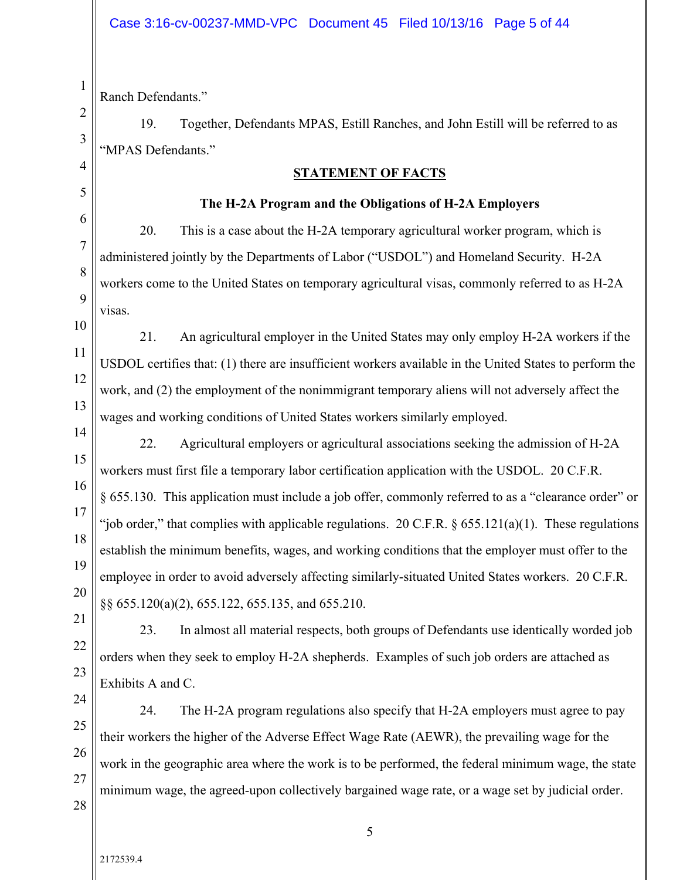Ranch Defendants."

19. Together, Defendants MPAS, Estill Ranches, and John Estill will be referred to as "MPAS Defendants."

## STATEMENT OF FACTS

### The H-2A Program and the Obligations of H-2A Employers

20. This is a case about the H-2A temporary agricultural worker program, which is administered jointly by the Departments of Labor ("USDOL") and Homeland Security. H-2A workers come to the United States on temporary agricultural visas, commonly referred to as H-2A visas.

21. An agricultural employer in the United States may only employ H-2A workers if the USDOL certifies that: (1) there are insufficient workers available in the United States to perform the work, and (2) the employment of the nonimmigrant temporary aliens will not adversely affect the wages and working conditions of United States workers similarly employed.

22. Agricultural employers or agricultural associations seeking the admission of H-2A workers must first file a temporary labor certification application with the USDOL. 20 C.F.R. § 655.130. This application must include a job offer, commonly referred to as a "clearance order" or "job order," that complies with applicable regulations. 20 C.F.R. § 655.121(a)(1). These regulations establish the minimum benefits, wages, and working conditions that the employer must offer to the employee in order to avoid adversely affecting similarly-situated United States workers. 20 C.F.R. §§ 655.120(a)(2), 655.122, 655.135, and 655.210.

23. In almost all material respects, both groups of Defendants use identically worded job orders when they seek to employ H-2A shepherds. Examples of such job orders are attached as Exhibits A and C.

24. The H-2A program regulations also specify that H-2A employers must agree to pay their workers the higher of the Adverse Effect Wage Rate (AEWR), the prevailing wage for the work in the geographic area where the work is to be performed, the federal minimum wage, the state minimum wage, the agreed-upon collectively bargained wage rate, or a wage set by judicial order.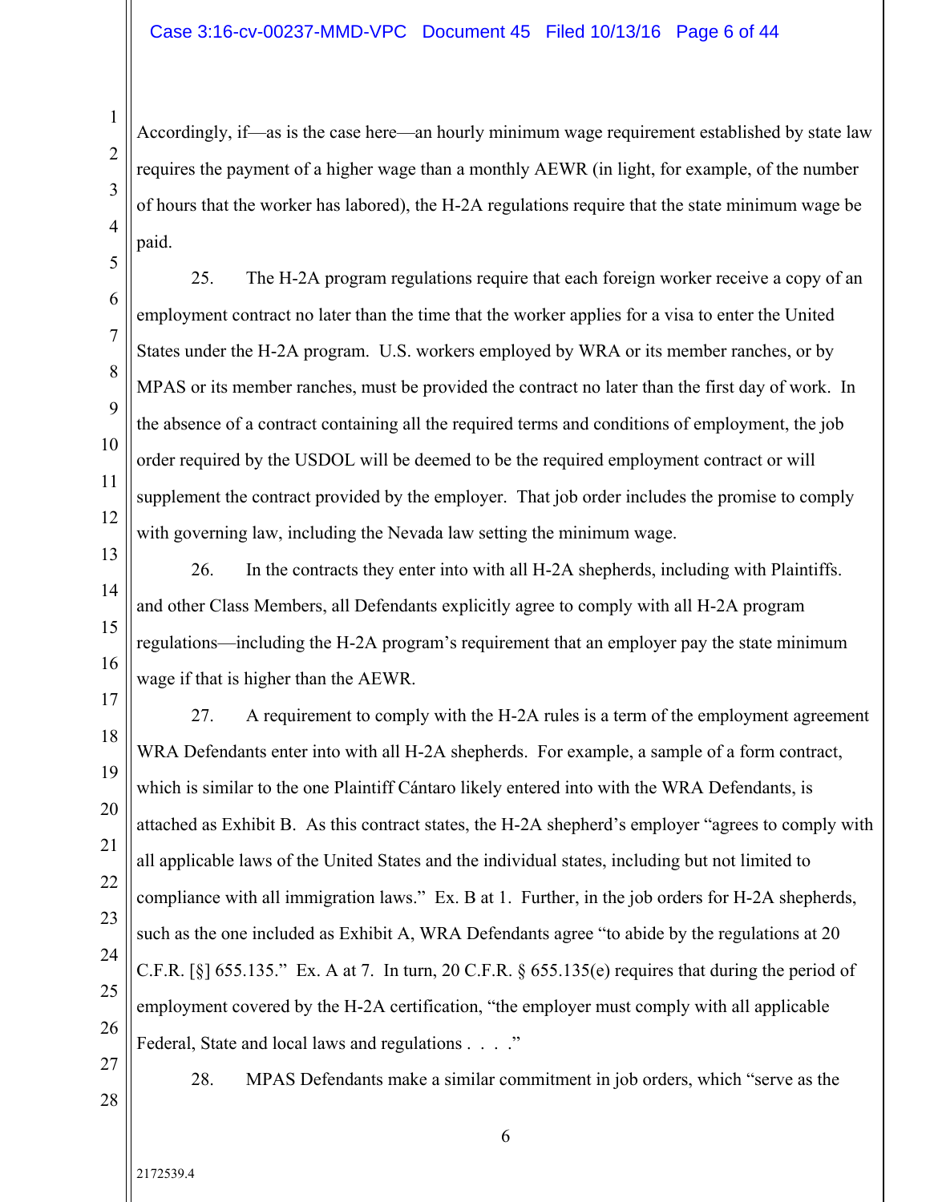Accordingly, if—as is the case here—an hourly minimum wage requirement established by state law requires the payment of a higher wage than a monthly AEWR (in light, for example, of the number of hours that the worker has labored), the H-2A regulations require that the state minimum wage be paid.

25. The H-2A program regulations require that each foreign worker receive a copy of an employment contract no later than the time that the worker applies for a visa to enter the United States under the H-2A program. U.S. workers employed by WRA or its member ranches, or by MPAS or its member ranches, must be provided the contract no later than the first day of work. In the absence of a contract containing all the required terms and conditions of employment, the job order required by the USDOL will be deemed to be the required employment contract or will supplement the contract provided by the employer. That job order includes the promise to comply with governing law, including the Nevada law setting the minimum wage.

26. In the contracts they enter into with all H-2A shepherds, including with Plaintiffs. and other Class Members, all Defendants explicitly agree to comply with all H-2A program regulations—including the H-2A program's requirement that an employer pay the state minimum wage if that is higher than the AEWR.

27. A requirement to comply with the H-2A rules is a term of the employment agreement WRA Defendants enter into with all H-2A shepherds. For example, a sample of a form contract, which is similar to the one Plaintiff Cántaro likely entered into with the WRA Defendants, is attached as Exhibit B. As this contract states, the H-2A shepherd's employer "agrees to comply with all applicable laws of the United States and the individual states, including but not limited to compliance with all immigration laws." Ex. B at 1. Further, in the job orders for H-2A shepherds, such as the one included as Exhibit A, WRA Defendants agree "to abide by the regulations at 20 C.F.R. [§] 655.135." Ex. A at 7. In turn, 20 C.F.R. § 655.135(e) requires that during the period of employment covered by the H-2A certification, "the employer must comply with all applicable Federal, State and local laws and regulations . . . ."

28. MPAS Defendants make a similar commitment in job orders, which "serve as the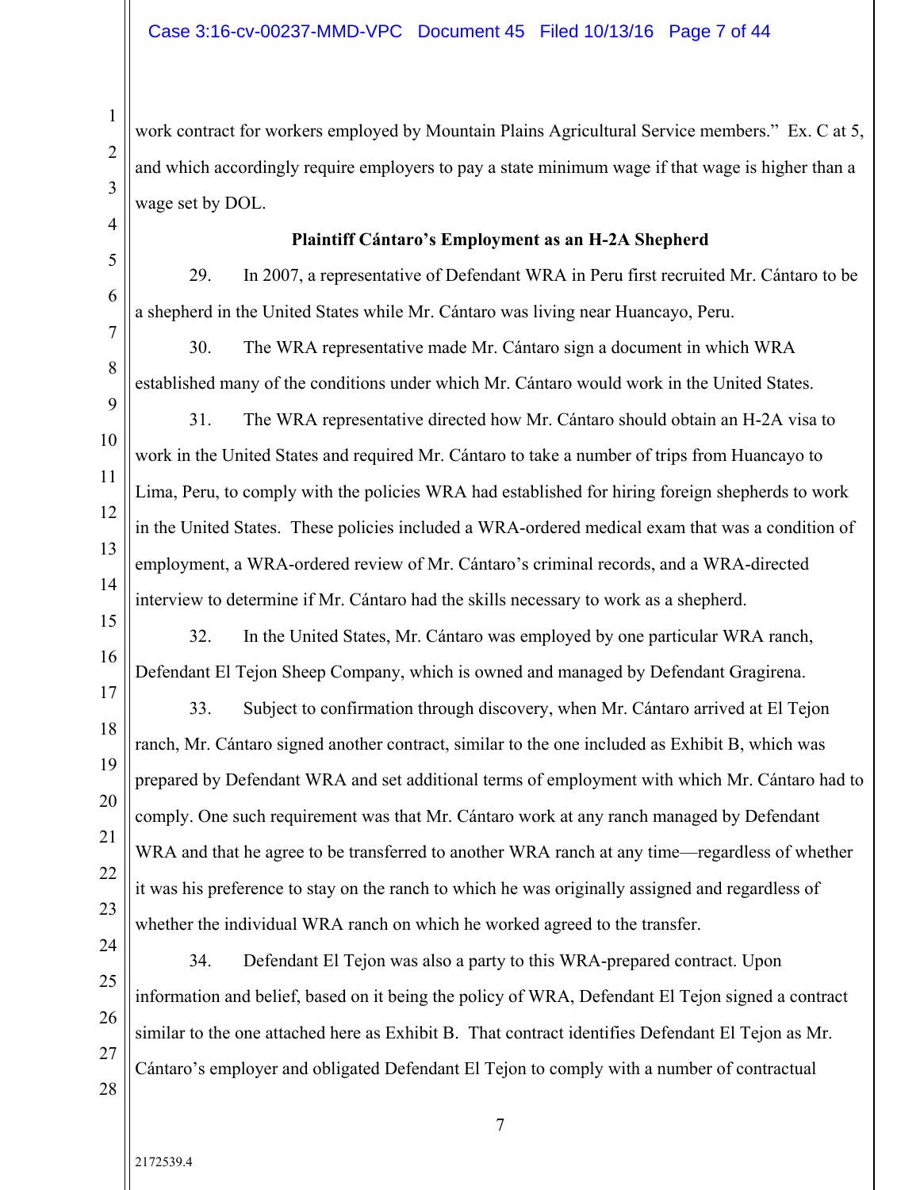work contract for workers employed by Mountain Plains Agricultural Service members." Ex. C at 5, and which accordingly require employers to pay a state minimum wage if that wage is higher than a wage set by DOL.

**Plaintiff Cántaro's Employment as an H-2A Shepherd**

29. In 2007, a representative of Defendant WRA in Peru first recruited Mr. Cántaro to be a shepherd in the United States while Mr. Cántaro was living near Huancayo, Peru.

30. The WRA representative made Mr. Cántaro sign a document in which WRA established many of the conditions under which Mr. Cántaro would work in the United States.

31. The WRA representative directed how Mr. Cántaro should obtain an H-2A visa to work in the United States and required Mr. Cántaro to take a number of trips from Huancayo to Lima, Peru, to comply with the policies WRA had established for hiring foreign shepherds to work in the United States. These policies included a WRA-ordered medical exam that was a condition of employment, a WRA-ordered review of Mr. Cántaro's criminal records, and a WRA-directed interview to determine if Mr. Cántaro had the skills necessary to work as a shepherd.

32. In the United States, Mr. Cántaro was employed by one particular WRA ranch, Defendant El Tejon Sheep Company, which is owned and managed by Defendant Gragirena.

33. Subject to confirmation through discovery, when Mr. Cántaro arrived at El Tejon ranch, Mr. Cántaro signed another contract, similar to the one included as Exhibit B, which was prepared by Defendant WRA and set additional terms of employment with which Mr. Cántaro had to comply. One such requirement was that Mr. Cántaro work at any ranch managed by Defendant WRA and that he agree to be transferred to another WRA ranch at any time—regardless of whether it was his preference to stay on the ranch to which he was originally assigned and regardless of whether the individual WRA ranch on which he worked agreed to the transfer.

34. Defendant El Tejon was also a party to this WRA-prepared contract. Upon information and belief, based on it being the policy of WRA, Defendant El Tejon signed a contract similar to the one attached here as Exhibit B. That contract identifies Defendant El Tejon as Mr. Cántaro's employer and obligated Defendant El Tejon to comply with a number of contractual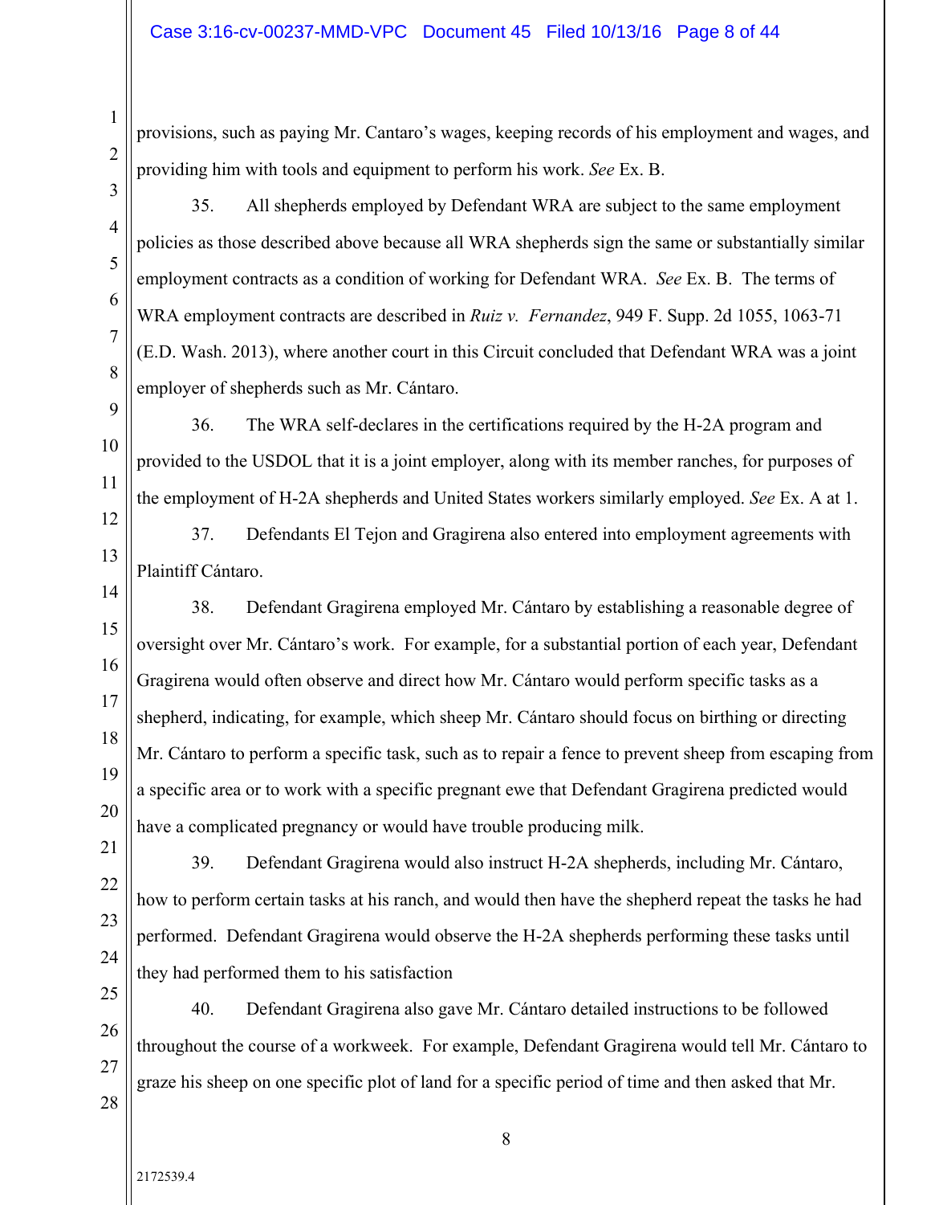provisions, such as paying Mr. Cantaro's wages, keeping records of his employment and wages, and providing him with tools and equipment to perform his work. *See* Ex. B.

35. All shepherds employed by Defendant WRA are subject to the same employment policies as those described above because all WRA shepherds sign the same or substantially similar employment contracts as a condition of working for Defendant WRA. *See* Ex. B. The terms of WRA employment contracts are described in *Ruiz v. Fernandez*, 949 F. Supp. 2d 1055, 1063-71 (E.D. Wash. 2013), where another court in this Circuit concluded that Defendant WRA was a joint employer of shepherds such as Mr. Cántaro.

36. The WRA self-declares in the certifications required by the H-2A program and provided to the USDOL that it is a joint employer, along with its member ranches, for purposes of the employment of H-2A shepherds and United States workers similarly employed. *See* Ex. A at 1.

37. Defendants El Tejon and Gragirena also entered into employment agreements with Plaintiff Cántaro.

38. Defendant Gragirena employed Mr. Cántaro by establishing a reasonable degree of oversight over Mr. Cántaro's work. For example, for a substantial portion of each year, Defendant Gragirena would often observe and direct how Mr. Cántaro would perform specific tasks as a shepherd, indicating, for example, which sheep Mr. Cántaro should focus on birthing or directing Mr. Cántaro to perform a specific task, such as to repair a fence to prevent sheep from escaping from a specific area or to work with a specific pregnant ewe that Defendant Gragirena predicted would have a complicated pregnancy or would have trouble producing milk.

39. Defendant Gragirena would also instruct H-2A shepherds, including Mr. Cántaro, how to perform certain tasks at his ranch, and would then have the shepherd repeat the tasks he had performed. Defendant Gragirena would observe the H-2A shepherds performing these tasks until they had performed them to his satisfaction

40. Defendant Gragirena also gave Mr. Cántaro detailed instructions to be followed throughout the course of a workweek. For example, Defendant Gragirena would tell Mr. Cántaro to graze his sheep on one specific plot of land for a specific period of time and then asked that Mr.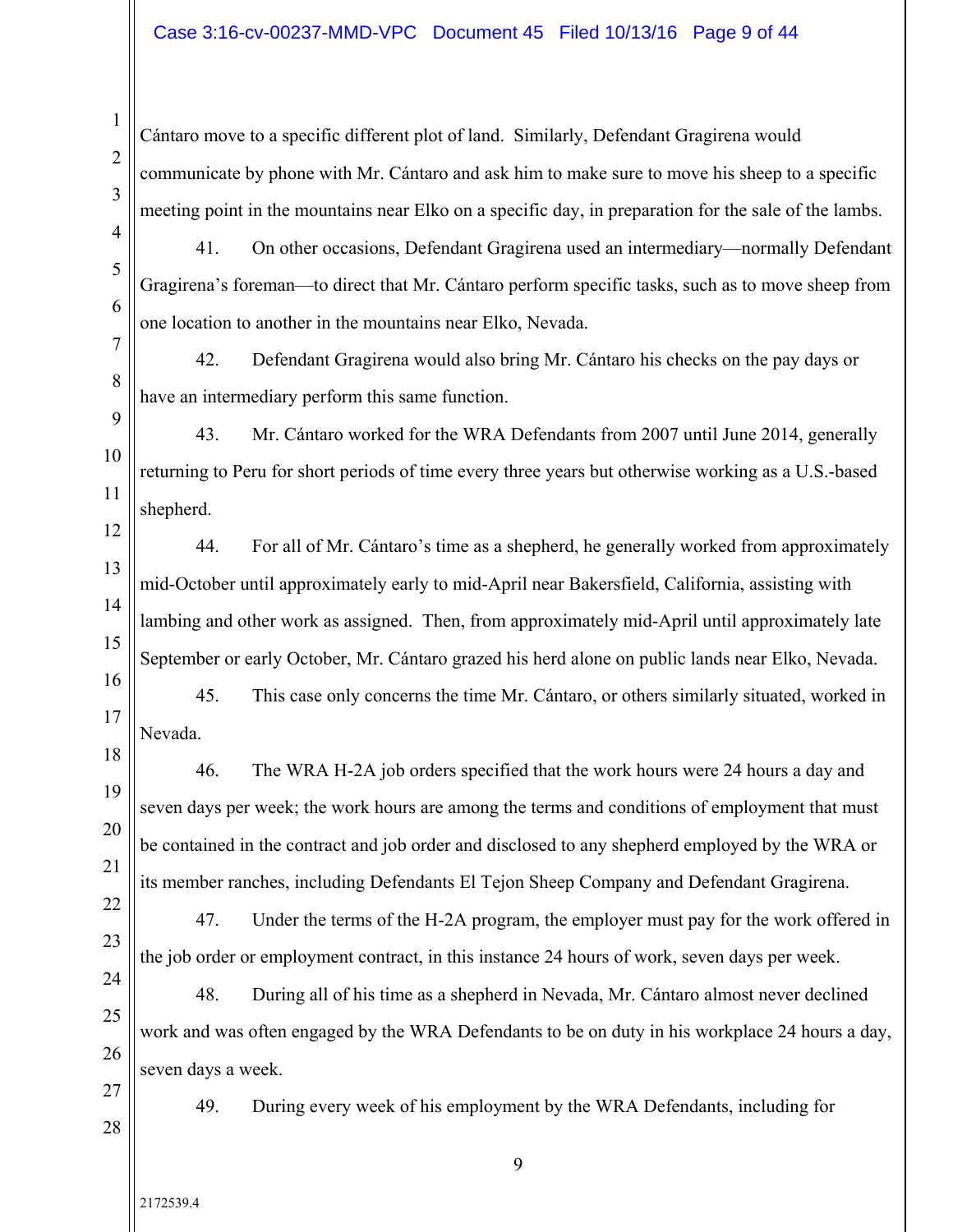Cántaro move to a specific different plot of land. Similarly, Defendant Gragirena would communicate by phone with Mr. Cántaro and ask him to make sure to move his sheep to a specific meeting point in the mountains near Elko on a specific day, in preparation for the sale of the lambs.

41. On other occasions, Defendant Gragirena used an intermediary—normally Defendant Gragirena's foreman—to direct that Mr. Cántaro perform specific tasks, such as to move sheep from one location to another in the mountains near Elko, Nevada.

42. Defendant Gragirena would also bring Mr. Cántaro his checks on the pay days or have an intermediary perform this same function.

43. Mr. Cántaro worked for the WRA Defendants from 2007 until June 2014, generally returning to Peru for short periods of time every three years but otherwise working as a U.S.-based shepherd.

44. For all of Mr. Cántaro's time as a shepherd, he generally worked from approximately mid-October until approximately early to mid-April near Bakersfield, California, assisting with lambing and other work as assigned. Then, from approximately mid-April until approximately late September or early October, Mr. Cántaro grazed his herd alone on public lands near Elko, Nevada.

45. This case only concerns the time Mr. Cántaro, or others similarly situated, worked in Nevada.

46. The WRA H-2A job orders specified that the work hours were 24 hours a day and seven days per week; the work hours are among the terms and conditions of employment that must be contained in the contract and job order and disclosed to any shepherd employed by the WRA or its member ranches, including Defendants El Tejon Sheep Company and Defendant Gragirena.

47. Under the terms of the H-2A program, the employer must pay for the work offered in the job order or employment contract, in this instance 24 hours of work, seven days per week.

48. During all of his time as a shepherd in Nevada, Mr. Cántaro almost never declined work and was often engaged by the WRA Defendants to be on duty in his workplace 24 hours a day, seven days a week.

49. During every week of his employment by the WRA Defendants, including for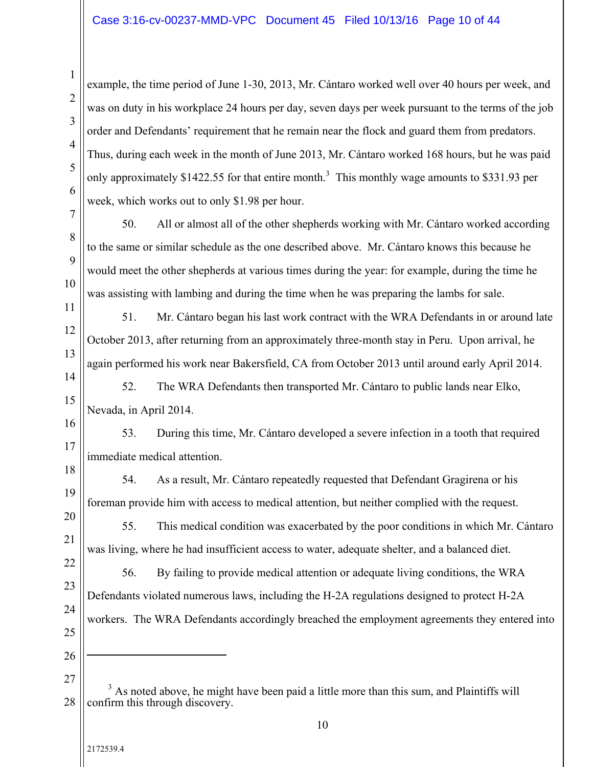example, the time period of June 1-30, 2013, Mr. Cántaro worked well over 40 hours per week, and was on duty in his workplace 24 hours per day, seven days per week pursuant to the terms of the job order and Defendants' requirement that he remain near the flock and guard them from predators. Thus, during each week in the month of June 2013, Mr. Cántaro worked 168 hours, but he was paid only approximately $1422.55 for that entire month.[3] This monthly wage amounts to $331.93 per week, which works out to only $1.98 per hour.

50. All or almost all of the other shepherds working with Mr. Cántaro worked according to the same or similar schedule as the one described above. Mr. Cántaro knows this because he would meet the other shepherds at various times during the year: for example, during the time he was assisting with lambing and during the time when he was preparing the lambs for sale.

51. Mr. Cántaro began his last work contract with the WRA Defendants in or around late October 2013, after returning from an approximately three-month stay in Peru. Upon arrival, he again performed his work near Bakersfield, CA from October 2013 until around early April 2014.

52. The WRA Defendants then transported Mr. Cántaro to public lands near Elko, Nevada, in April 2014.

53. During this time, Mr. Cántaro developed a severe infection in a tooth that required immediate medical attention.

54. As a result, Mr. Cántaro repeatedly requested that Defendant Gragirena or his foreman provide him with access to medical attention, but neither complied with the request.

55. This medical condition was exacerbated by the poor conditions in which Mr. Cántaro was living, where he had insufficient access to water, adequate shelter, and a balanced diet.

56. By failing to provide medical attention or adequate living conditions, the WRA Defendants violated numerous laws, including the H-2A regulations designed to protect H-2A workers. The WRA Defendants accordingly breached the employment agreements they entered into

---

[3] As noted above, he might have been paid a little more than this sum, and Plaintiffs will confirm this through discovery.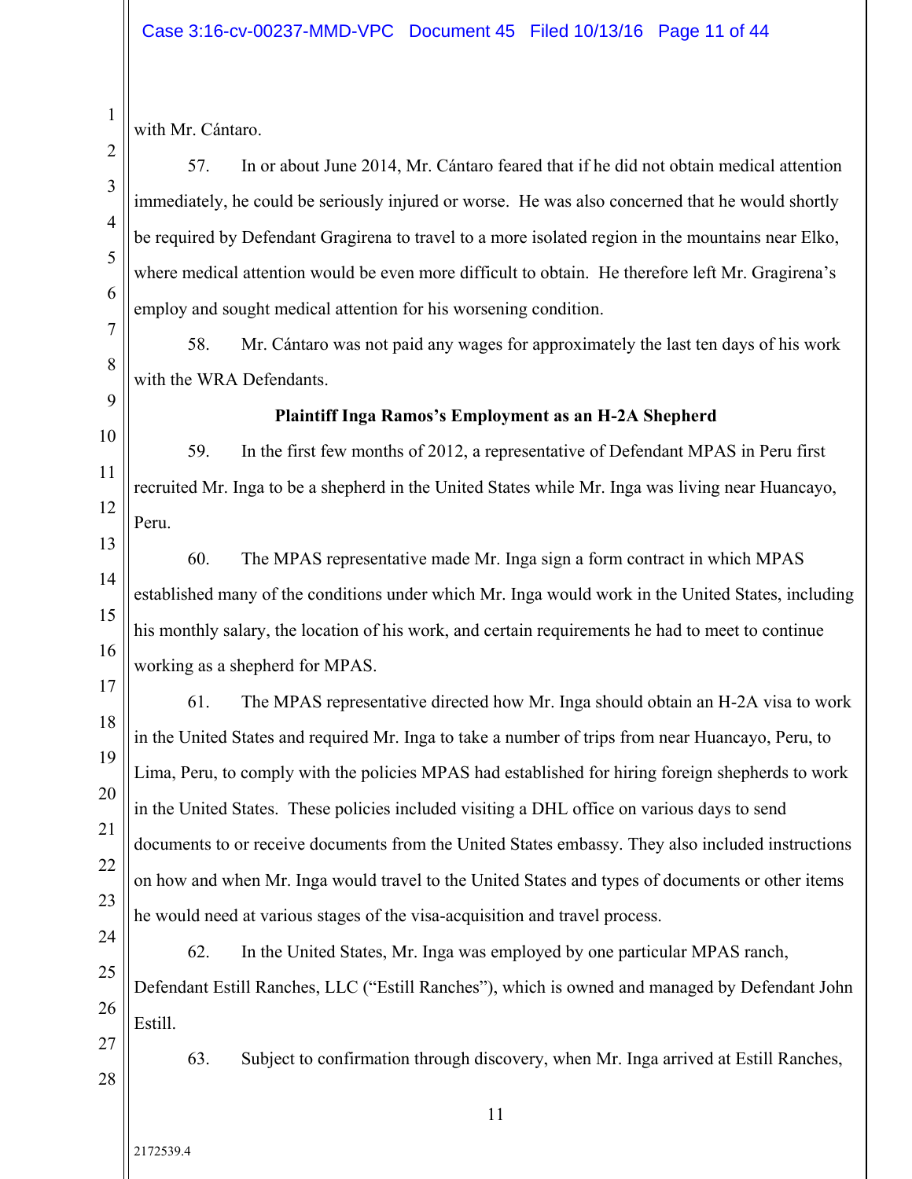with Mr. Cántaro.

57. In or about June 2014, Mr. Cántaro feared that if he did not obtain medical attention immediately, he could be seriously injured or worse. He was also concerned that he would shortly be required by Defendant Gragirena to travel to a more isolated region in the mountains near Elko, where medical attention would be even more difficult to obtain. He therefore left Mr. Gragirena's employ and sought medical attention for his worsening condition.

58. Mr. Cántaro was not paid any wages for approximately the last ten days of his work with the WRA Defendants.

**Plaintiff Inga Ramos's Employment as an H-2A Shepherd**

59. In the first few months of 2012, a representative of Defendant MPAS in Peru first recruited Mr. Inga to be a shepherd in the United States while Mr. Inga was living near Huancayo, Peru.

60. The MPAS representative made Mr. Inga sign a form contract in which MPAS established many of the conditions under which Mr. Inga would work in the United States, including his monthly salary, the location of his work, and certain requirements he had to meet to continue working as a shepherd for MPAS.

61. The MPAS representative directed how Mr. Inga should obtain an H-2A visa to work in the United States and required Mr. Inga to take a number of trips from near Huancayo, Peru, to Lima, Peru, to comply with the policies MPAS had established for hiring foreign shepherds to work in the United States. These policies included visiting a DHL office on various days to send documents to or receive documents from the United States embassy. They also included instructions on how and when Mr. Inga would travel to the United States and types of documents or other items he would need at various stages of the visa-acquisition and travel process.

62. In the United States, Mr. Inga was employed by one particular MPAS ranch, Defendant Estill Ranches, LLC ("Estill Ranches"), which is owned and managed by Defendant John Estill.

63. Subject to confirmation through discovery, when Mr. Inga arrived at Estill Ranches,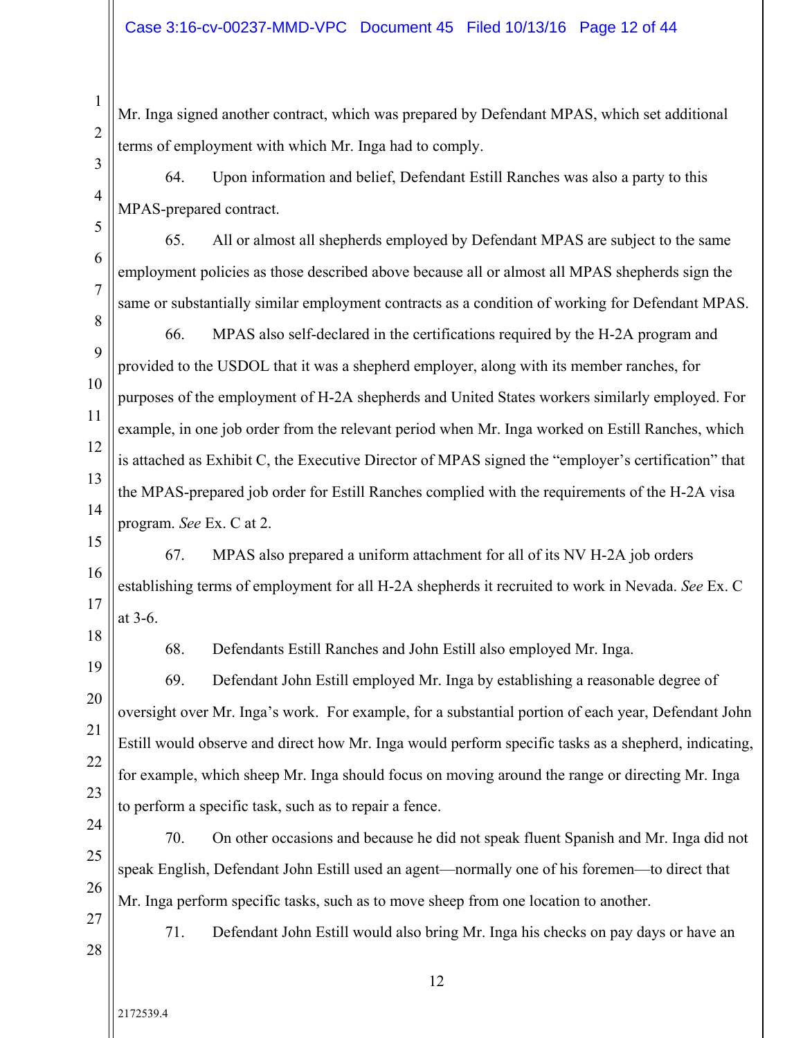Mr. Inga signed another contract, which was prepared by Defendant MPAS, which set additional terms of employment with which Mr. Inga had to comply.

64. Upon information and belief, Defendant Estill Ranches was also a party to this MPAS-prepared contract.

65. All or almost all shepherds employed by Defendant MPAS are subject to the same employment policies as those described above because all or almost all MPAS shepherds sign the same or substantially similar employment contracts as a condition of working for Defendant MPAS.

66. MPAS also self-declared in the certifications required by the H-2A program and provided to the USDOL that it was a shepherd employer, along with its member ranches, for purposes of the employment of H-2A shepherds and United States workers similarly employed. For example, in one job order from the relevant period when Mr. Inga worked on Estill Ranches, which is attached as Exhibit C, the Executive Director of MPAS signed the "employer's certification" that the MPAS-prepared job order for Estill Ranches complied with the requirements of the H-2A visa program. *See* Ex. C at 2.

67. MPAS also prepared a uniform attachment for all of its NV H-2A job orders establishing terms of employment for all H-2A shepherds it recruited to work in Nevada. *See* Ex. C at 3-6.

68. Defendants Estill Ranches and John Estill also employed Mr. Inga.

69. Defendant John Estill employed Mr. Inga by establishing a reasonable degree of oversight over Mr. Inga's work. For example, for a substantial portion of each year, Defendant John Estill would observe and direct how Mr. Inga would perform specific tasks as a shepherd, indicating, for example, which sheep Mr. Inga should focus on moving around the range or directing Mr. Inga to perform a specific task, such as to repair a fence.

70. On other occasions and because he did not speak fluent Spanish and Mr. Inga did not speak English, Defendant John Estill used an agent—normally one of his foremen—to direct that Mr. Inga perform specific tasks, such as to move sheep from one location to another.

71. Defendant John Estill would also bring Mr. Inga his checks on pay days or have an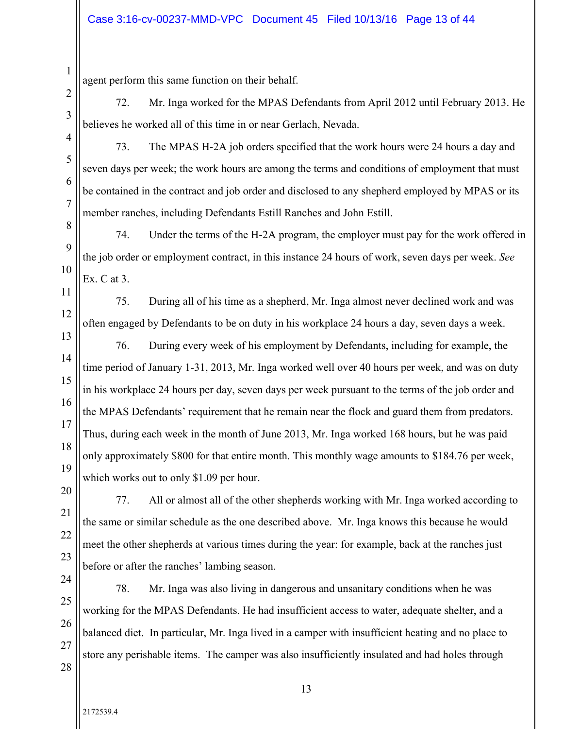agent perform this same function on their behalf.

72. Mr. Inga worked for the MPAS Defendants from April 2012 until February 2013. He believes he worked all of this time in or near Gerlach, Nevada.

73. The MPAS H-2A job orders specified that the work hours were 24 hours a day and seven days per week; the work hours are among the terms and conditions of employment that must be contained in the contract and job order and disclosed to any shepherd employed by MPAS or its member ranches, including Defendants Estill Ranches and John Estill.

74. Under the terms of the H-2A program, the employer must pay for the work offered in the job order or employment contract, in this instance 24 hours of work, seven days per week. *See* Ex. C at 3.

75. During all of his time as a shepherd, Mr. Inga almost never declined work and was often engaged by Defendants to be on duty in his workplace 24 hours a day, seven days a week.

76. During every week of his employment by Defendants, including for example, the time period of January 1-31, 2013, Mr. Inga worked well over 40 hours per week, and was on duty in his workplace 24 hours per day, seven days per week pursuant to the terms of the job order and the MPAS Defendants' requirement that he remain near the flock and guard them from predators. Thus, during each week in the month of June 2013, Mr. Inga worked 168 hours, but he was paid only approximately $800 for that entire month. This monthly wage amounts to $184.76 per week, which works out to only $1.09 per hour.

77. All or almost all of the other shepherds working with Mr. Inga worked according to the same or similar schedule as the one described above. Mr. Inga knows this because he would meet the other shepherds at various times during the year: for example, back at the ranches just before or after the ranches' lambing season.

78. Mr. Inga was also living in dangerous and unsanitary conditions when he was working for the MPAS Defendants. He had insufficient access to water, adequate shelter, and a balanced diet. In particular, Mr. Inga lived in a camper with insufficient heating and no place to store any perishable items. The camper was also insufficiently insulated and had holes through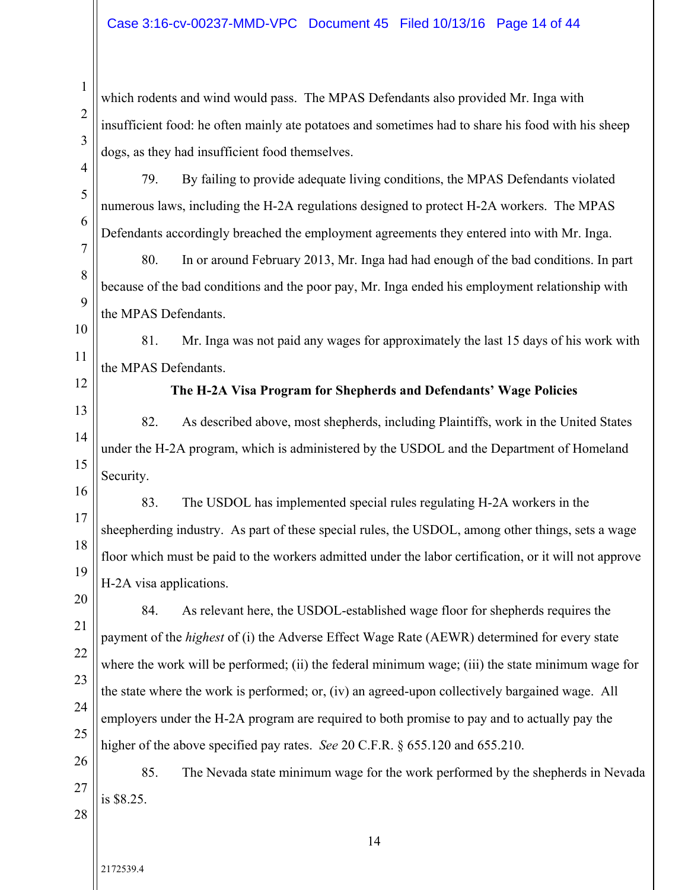which rodents and wind would pass. The MPAS Defendants also provided Mr. Inga with insufficient food: he often mainly ate potatoes and sometimes had to share his food with his sheep dogs, as they had insufficient food themselves.

79. By failing to provide adequate living conditions, the MPAS Defendants violated numerous laws, including the H-2A regulations designed to protect H-2A workers. The MPAS Defendants accordingly breached the employment agreements they entered into with Mr. Inga.

80. In or around February 2013, Mr. Inga had had enough of the bad conditions. In part because of the bad conditions and the poor pay, Mr. Inga ended his employment relationship with the MPAS Defendants.

81. Mr. Inga was not paid any wages for approximately the last 15 days of his work with the MPAS Defendants.

**The H-2A Visa Program for Shepherds and Defendants' Wage Policies**

82. As described above, most shepherds, including Plaintiffs, work in the United States under the H-2A program, which is administered by the USDOL and the Department of Homeland Security.

83. The USDOL has implemented special rules regulating H-2A workers in the sheepherding industry. As part of these special rules, the USDOL, among other things, sets a wage floor which must be paid to the workers admitted under the labor certification, or it will not approve H-2A visa applications.

84. As relevant here, the USDOL-established wage floor for shepherds requires the payment of the *highest* of (i) the Adverse Effect Wage Rate (AEWR) determined for every state where the work will be performed; (ii) the federal minimum wage; (iii) the state minimum wage for the state where the work is performed; or, (iv) an agreed-upon collectively bargained wage. All employers under the H-2A program are required to both promise to pay and to actually pay the higher of the above specified pay rates. *See* 20 C.F.R. § 655.120 and 655.210.

85. The Nevada state minimum wage for the work performed by the shepherds in Nevada is $8.25.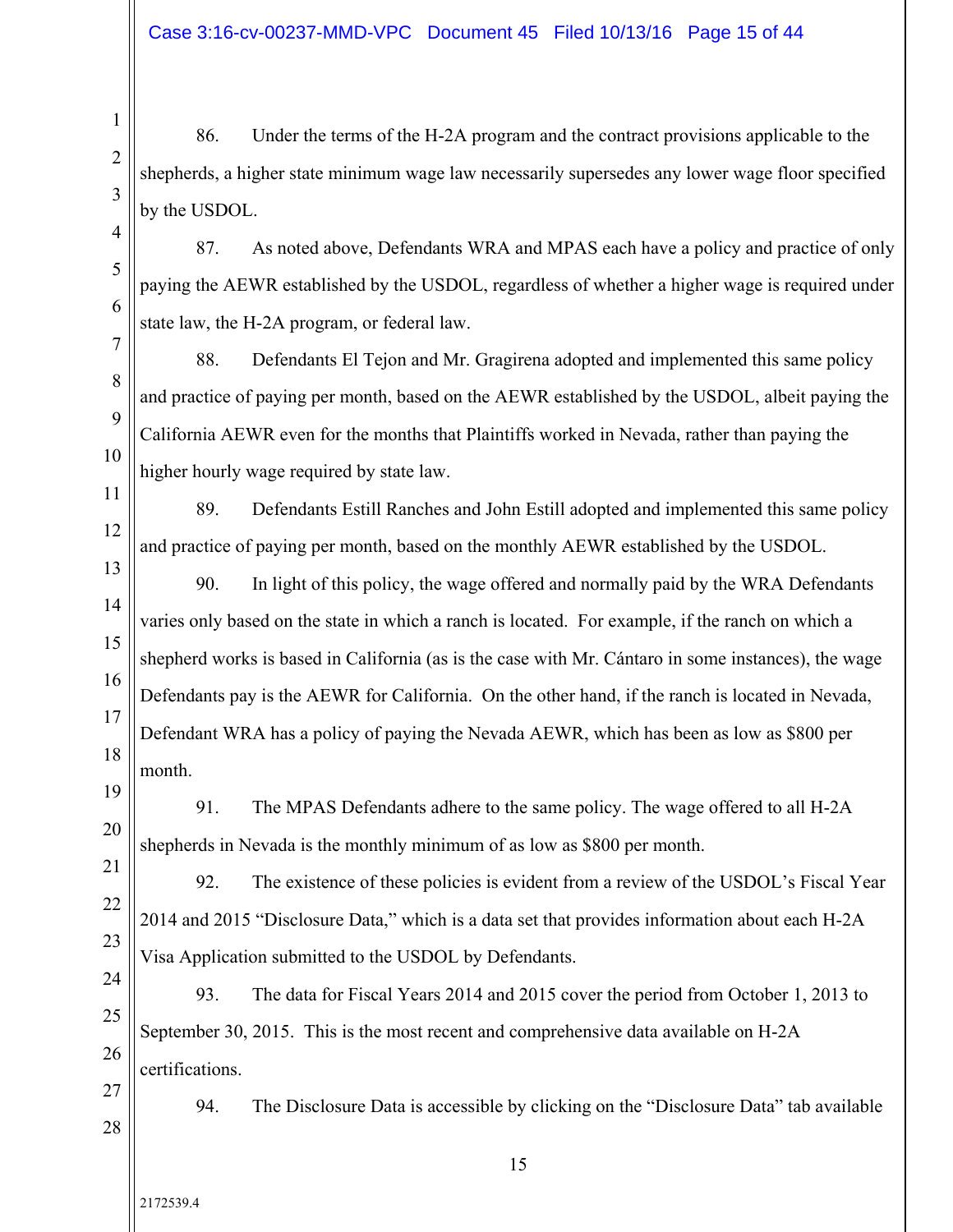86. Under the terms of the H-2A program and the contract provisions applicable to the shepherds, a higher state minimum wage law necessarily supersedes any lower wage floor specified by the USDOL.

87. As noted above, Defendants WRA and MPAS each have a policy and practice of only paying the AEWR established by the USDOL, regardless of whether a higher wage is required under state law, the H-2A program, or federal law.

88. Defendants El Tejon and Mr. Gragirena adopted and implemented this same policy and practice of paying per month, based on the AEWR established by the USDOL, albeit paying the California AEWR even for the months that Plaintiffs worked in Nevada, rather than paying the higher hourly wage required by state law.

89. Defendants Estill Ranches and John Estill adopted and implemented this same policy and practice of paying per month, based on the monthly AEWR established by the USDOL.

90. In light of this policy, the wage offered and normally paid by the WRA Defendants varies only based on the state in which a ranch is located. For example, if the ranch on which a shepherd works is based in California (as is the case with Mr. Cántaro in some instances), the wage Defendants pay is the AEWR for California. On the other hand, if the ranch is located in Nevada, Defendant WRA has a policy of paying the Nevada AEWR, which has been as low as $800 per month.

91. The MPAS Defendants adhere to the same policy. The wage offered to all H-2A shepherds in Nevada is the monthly minimum of as low as $800 per month.

92. The existence of these policies is evident from a review of the USDOL's Fiscal Year 2014 and 2015 "Disclosure Data," which is a data set that provides information about each H-2A Visa Application submitted to the USDOL by Defendants.

93. The data for Fiscal Years 2014 and 2015 cover the period from October 1, 2013 to September 30, 2015. This is the most recent and comprehensive data available on H-2A certifications.

94. The Disclosure Data is accessible by clicking on the "Disclosure Data" tab available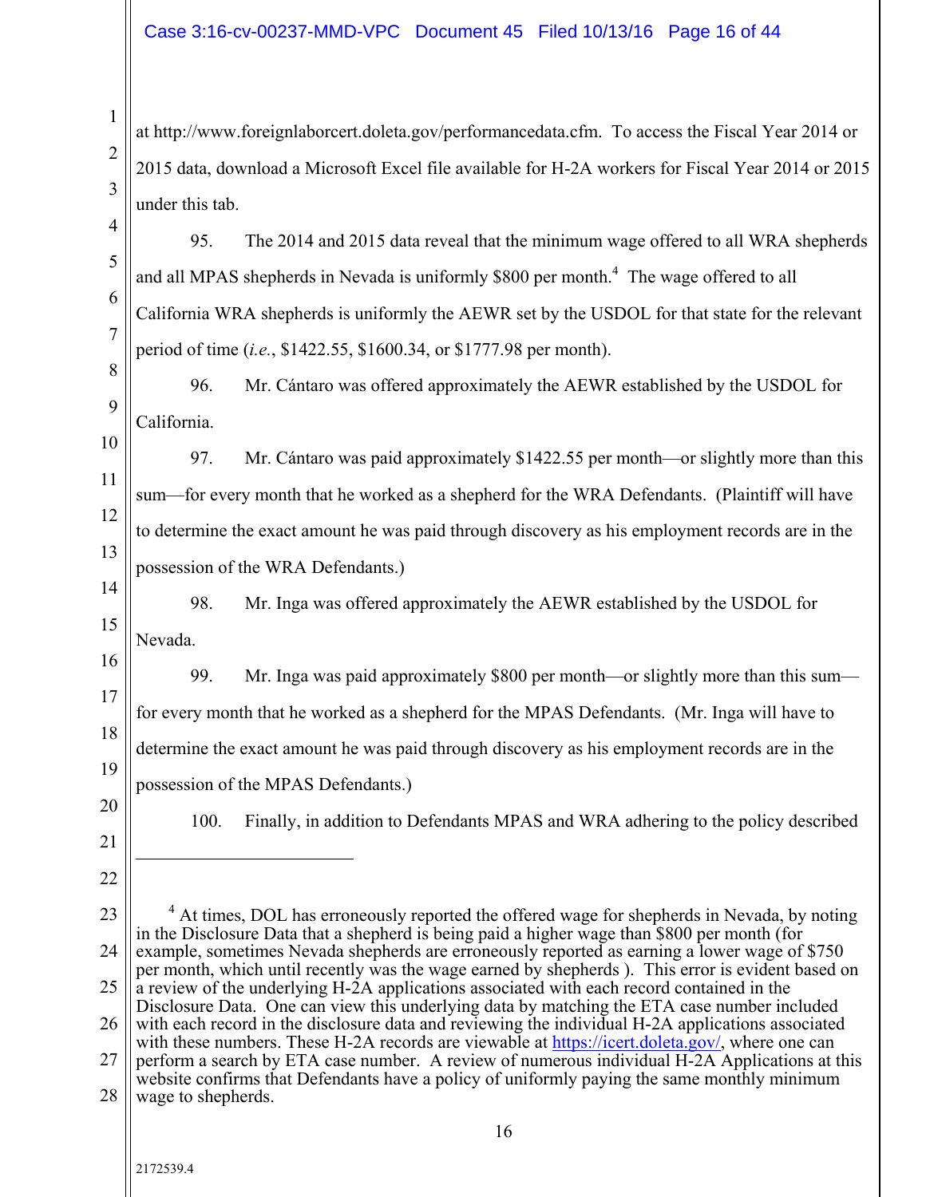at http://www.foreignlaborcert.doleta.gov/performancedata.cfm. To access the Fiscal Year 2014 or 2015 data, download a Microsoft Excel file available for H-2A workers for Fiscal Year 2014 or 2015 under this tab.

95. The 2014 and 2015 data reveal that the minimum wage offered to all WRA shepherds and all MPAS shepherds in Nevada is uniformly $800 per month.[4] The wage offered to all California WRA shepherds is uniformly the AEWR set by the USDOL for that state for the relevant period of time (*i.e.*, $1422.55, $1600.34, or $1777.98 per month).

96. Mr. Cántaro was offered approximately the AEWR established by the USDOL for California.

97. Mr. Cántaro was paid approximately $1422.55 per month—or slightly more than this sum—for every month that he worked as a shepherd for the WRA Defendants. (Plaintiff will have to determine the exact amount he was paid through discovery as his employment records are in the possession of the WRA Defendants.)

98. Mr. Inga was offered approximately the AEWR established by the USDOL for Nevada.

99. Mr. Inga was paid approximately $800 per month—or slightly more than this sum—for every month that he worked as a shepherd for the MPAS Defendants. (Mr. Inga will have to determine the exact amount he was paid through discovery as his employment records are in the possession of the MPAS Defendants.)

100. Finally, in addition to Defendants MPAS and WRA adhering to the policy described

---

[4] At times, DOL has erroneously reported the offered wage for shepherds in Nevada, by noting in the Disclosure Data that a shepherd is being paid a higher wage than $800 per month (for example, sometimes Nevada shepherds are erroneously reported as earning a lower wage of $750 per month, which until recently was the wage earned by shepherds ). This error is evident based on a review of the underlying H-2A applications associated with each record contained in the Disclosure Data. One can view this underlying data by matching the ETA case number included with each record in the disclosure data and reviewing the individual H-2A applications associated with these numbers. These H-2A records are viewable at https://icert.doleta.gov/, where one can perform a search by ETA case number. A review of numerous individual H-2A Applications at this website confirms that Defendants have a policy of uniformly paying the same monthly minimum wage to shepherds.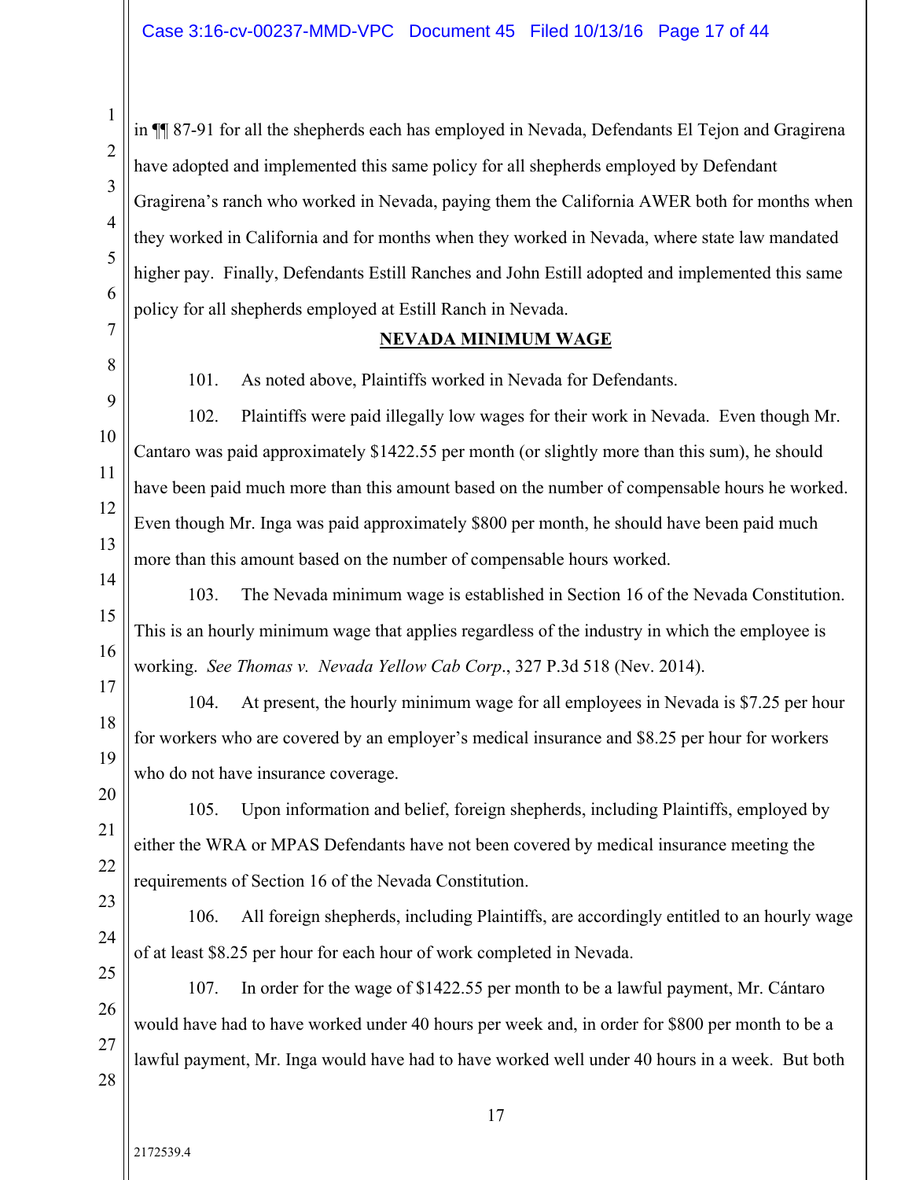in ¶¶ 87-91 for all the shepherds each has employed in Nevada, Defendants El Tejon and Gragirena have adopted and implemented this same policy for all shepherds employed by Defendant Gragirena's ranch who worked in Nevada, paying them the California AWER both for months when they worked in California and for months when they worked in Nevada, where state law mandated higher pay. Finally, Defendants Estill Ranches and John Estill adopted and implemented this same policy for all shepherds employed at Estill Ranch in Nevada.

## NEVADA MINIMUM WAGE

101. As noted above, Plaintiffs worked in Nevada for Defendants.

102. Plaintiffs were paid illegally low wages for their work in Nevada. Even though Mr. Cantaro was paid approximately $1422.55 per month (or slightly more than this sum), he should have been paid much more than this amount based on the number of compensable hours he worked. Even though Mr. Inga was paid approximately $800 per month, he should have been paid much more than this amount based on the number of compensable hours worked.

103. The Nevada minimum wage is established in Section 16 of the Nevada Constitution. This is an hourly minimum wage that applies regardless of the industry in which the employee is working. *See Thomas v. Nevada Yellow Cab Corp*., 327 P.3d 518 (Nev. 2014).

104. At present, the hourly minimum wage for all employees in Nevada is $7.25 per hour for workers who are covered by an employer's medical insurance and $8.25 per hour for workers who do not have insurance coverage.

105. Upon information and belief, foreign shepherds, including Plaintiffs, employed by either the WRA or MPAS Defendants have not been covered by medical insurance meeting the requirements of Section 16 of the Nevada Constitution.

106. All foreign shepherds, including Plaintiffs, are accordingly entitled to an hourly wage of at least $8.25 per hour for each hour of work completed in Nevada.

107. In order for the wage of $1422.55 per month to be a lawful payment, Mr. Cántaro would have had to have worked under 40 hours per week and, in order for $800 per month to be a lawful payment, Mr. Inga would have had to have worked well under 40 hours in a week. But both

2172539.4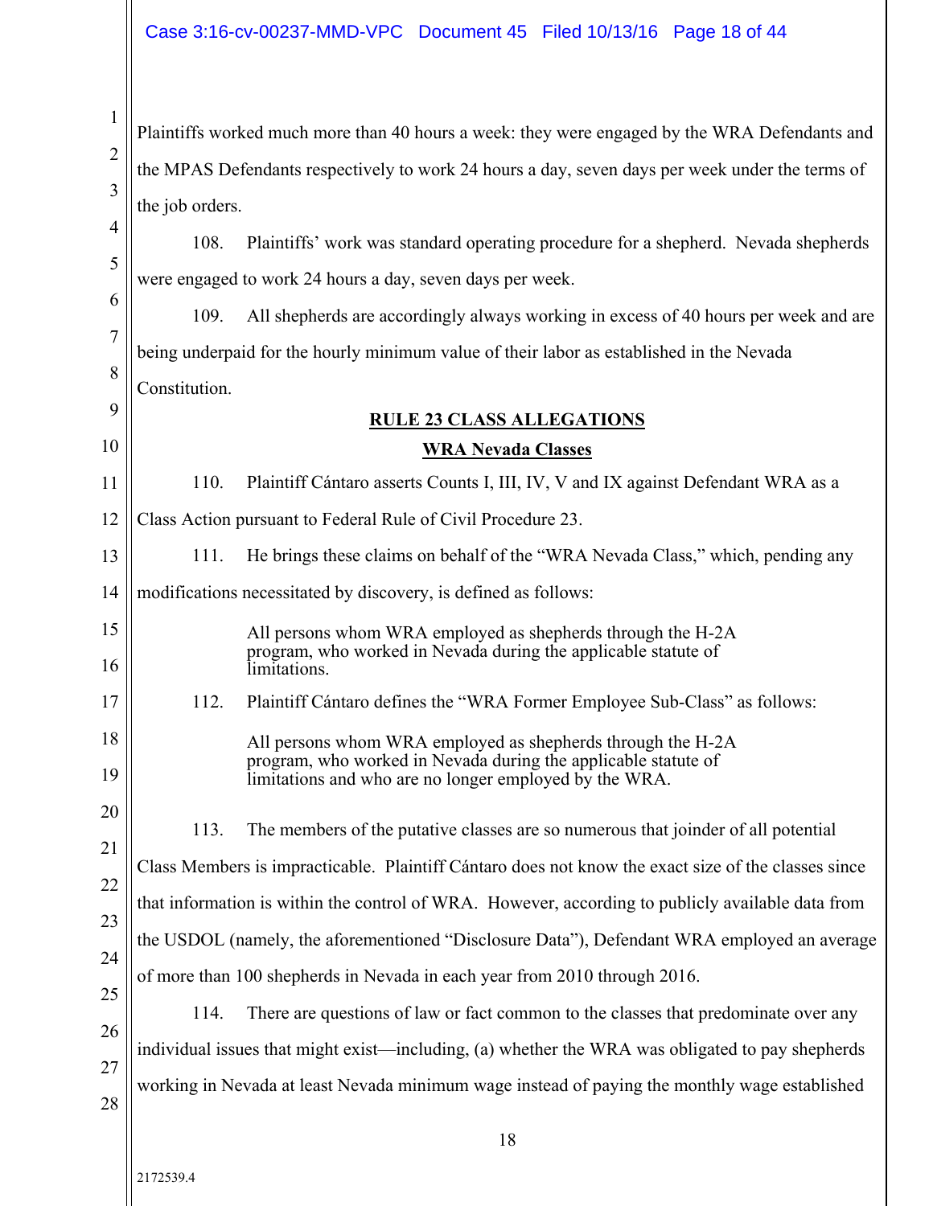Plaintiffs worked much more than 40 hours a week: they were engaged by the WRA Defendants and the MPAS Defendants respectively to work 24 hours a day, seven days per week under the terms of the job orders.

108. Plaintiffs' work was standard operating procedure for a shepherd. Nevada shepherds were engaged to work 24 hours a day, seven days per week.

109. All shepherds are accordingly always working in excess of 40 hours per week and are being underpaid for the hourly minimum value of their labor as established in the Nevada Constitution.

## RULE 23 CLASS ALLEGATIONS

### WRA Nevada Classes

110. Plaintiff Cántaro asserts Counts I, III, IV, V and IX against Defendant WRA as a Class Action pursuant to Federal Rule of Civil Procedure 23.

111. He brings these claims on behalf of the "WRA Nevada Class," which, pending any modifications necessitated by discovery, is defined as follows:

> All persons whom WRA employed as shepherds through the H-2A program, who worked in Nevada during the applicable statute of limitations.

112. Plaintiff Cántaro defines the "WRA Former Employee Sub-Class" as follows:

> All persons whom WRA employed as shepherds through the H-2A program, who worked in Nevada during the applicable statute of limitations and who are no longer employed by the WRA.

113. The members of the putative classes are so numerous that joinder of all potential Class Members is impracticable. Plaintiff Cántaro does not know the exact size of the classes since that information is within the control of WRA. However, according to publicly available data from the USDOL (namely, the aforementioned "Disclosure Data"), Defendant WRA employed an average of more than 100 shepherds in Nevada in each year from 2010 through 2016.

114. There are questions of law or fact common to the classes that predominate over any individual issues that might exist—including, (a) whether the WRA was obligated to pay shepherds working in Nevada at least Nevada minimum wage instead of paying the monthly wage established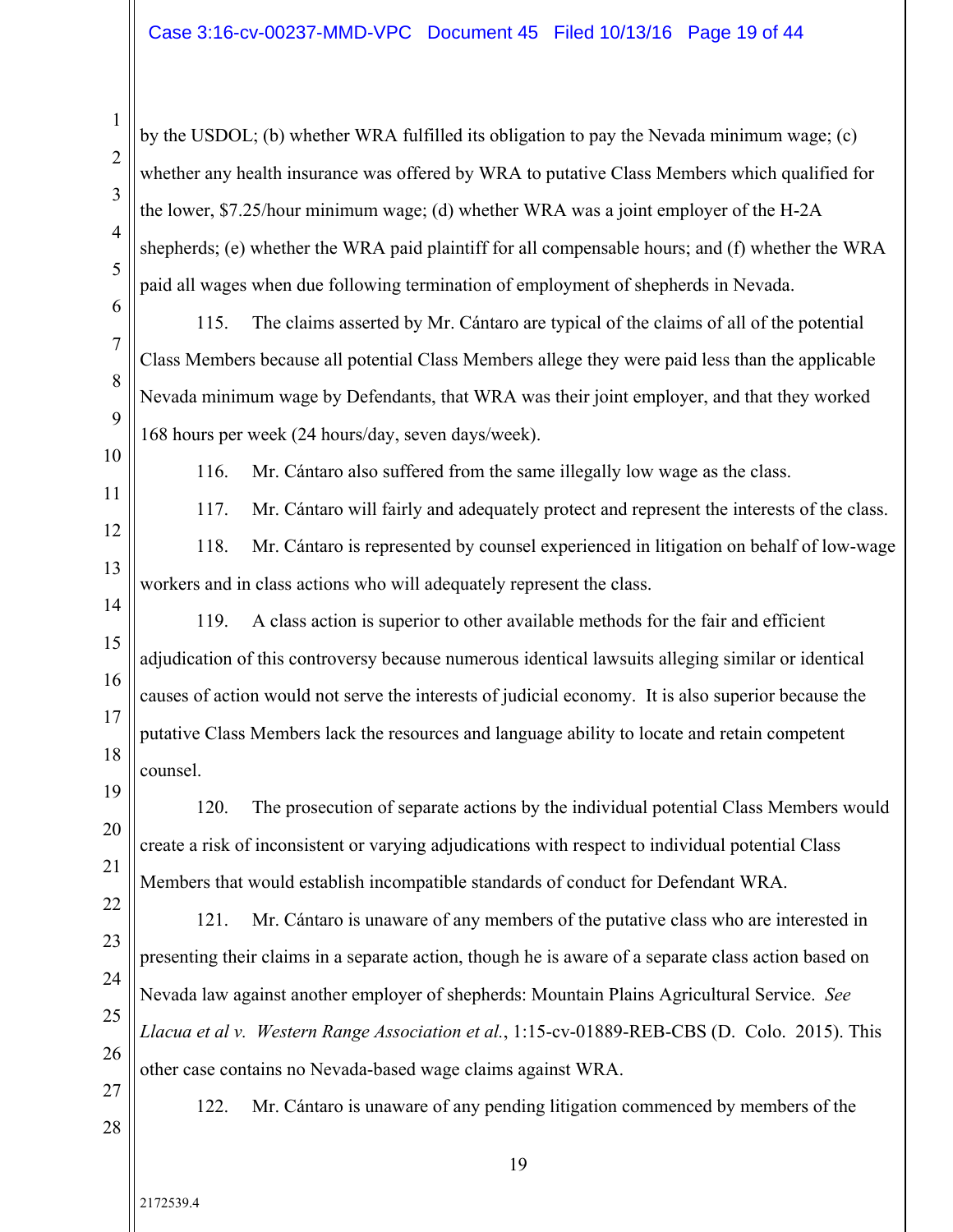by the USDOL; (b) whether WRA fulfilled its obligation to pay the Nevada minimum wage; (c) whether any health insurance was offered by WRA to putative Class Members which qualified for the lower, $7.25/hour minimum wage; (d) whether WRA was a joint employer of the H-2A shepherds; (e) whether the WRA paid plaintiff for all compensable hours; and (f) whether the WRA paid all wages when due following termination of employment of shepherds in Nevada.

115. The claims asserted by Mr. Cántaro are typical of the claims of all of the potential Class Members because all potential Class Members allege they were paid less than the applicable Nevada minimum wage by Defendants, that WRA was their joint employer, and that they worked 168 hours per week (24 hours/day, seven days/week).

116. Mr. Cántaro also suffered from the same illegally low wage as the class.

117. Mr. Cántaro will fairly and adequately protect and represent the interests of the class.

118. Mr. Cántaro is represented by counsel experienced in litigation on behalf of low-wage workers and in class actions who will adequately represent the class.

119. A class action is superior to other available methods for the fair and efficient adjudication of this controversy because numerous identical lawsuits alleging similar or identical causes of action would not serve the interests of judicial economy. It is also superior because the putative Class Members lack the resources and language ability to locate and retain competent counsel.

120. The prosecution of separate actions by the individual potential Class Members would create a risk of inconsistent or varying adjudications with respect to individual potential Class Members that would establish incompatible standards of conduct for Defendant WRA.

121. Mr. Cántaro is unaware of any members of the putative class who are interested in presenting their claims in a separate action, though he is aware of a separate class action based on Nevada law against another employer of shepherds: Mountain Plains Agricultural Service. *See Llacua et al v. Western Range Association et al.*, 1:15-cv-01889-REB-CBS (D. Colo. 2015). This other case contains no Nevada-based wage claims against WRA.

122. Mr. Cántaro is unaware of any pending litigation commenced by members of the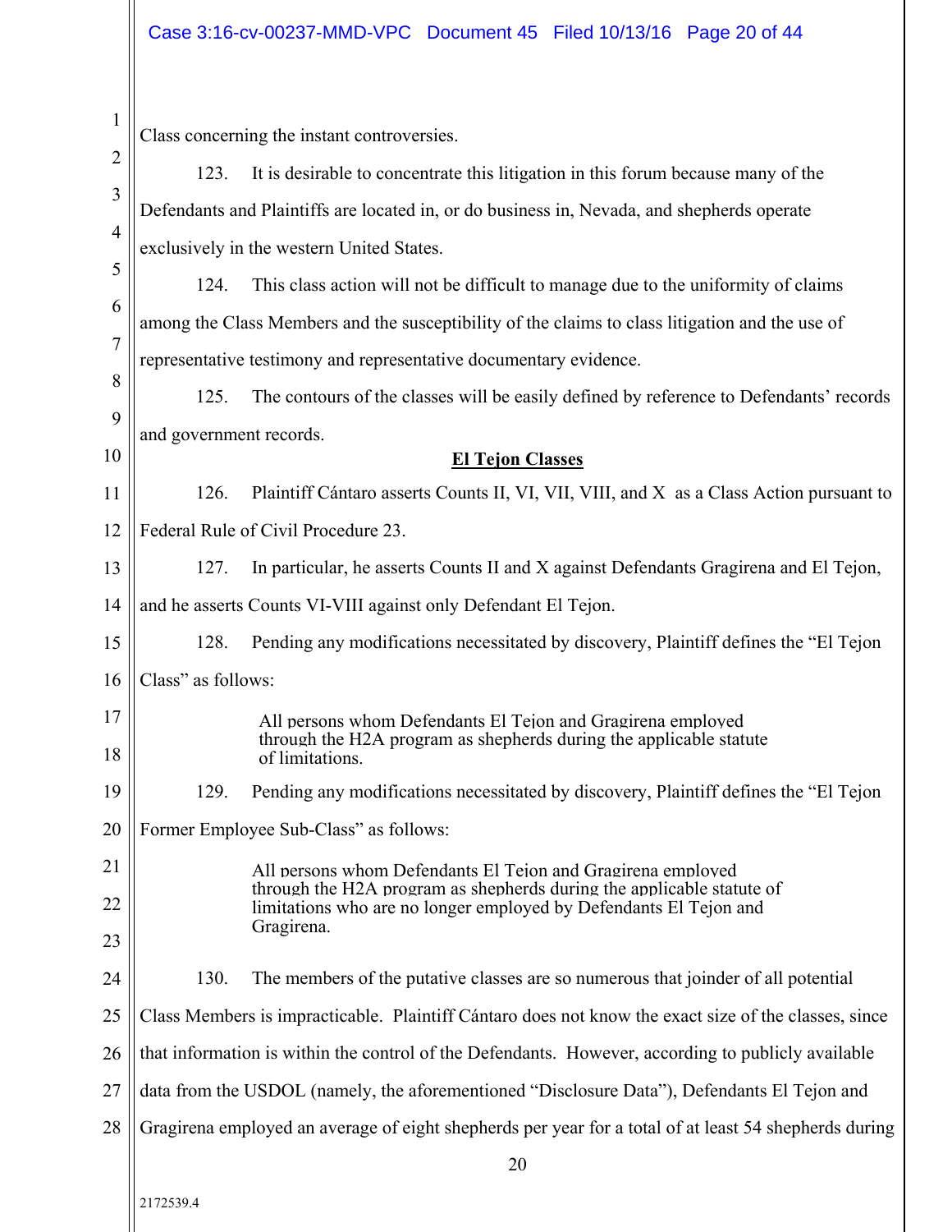Class concerning the instant controversies.

123. It is desirable to concentrate this litigation in this forum because many of the Defendants and Plaintiffs are located in, or do business in, Nevada, and shepherds operate exclusively in the western United States.

124. This class action will not be difficult to manage due to the uniformity of claims among the Class Members and the susceptibility of the claims to class litigation and the use of representative testimony and representative documentary evidence.

125. The contours of the classes will be easily defined by reference to Defendants' records and government records.

**El Tejon Classes**

126. Plaintiff Cántaro asserts Counts II, VI, VII, VIII, and X as a Class Action pursuant to Federal Rule of Civil Procedure 23.

127. In particular, he asserts Counts II and X against Defendants Gragirena and El Tejon, and he asserts Counts VI-VIII against only Defendant El Tejon.

128. Pending any modifications necessitated by discovery, Plaintiff defines the "El Tejon Class" as follows:

> All persons whom Defendants El Tejon and Gragirena employed through the H2A program as shepherds during the applicable statute of limitations.

129. Pending any modifications necessitated by discovery, Plaintiff defines the "El Tejon Former Employee Sub-Class" as follows:

> All persons whom Defendants El Tejon and Gragirena employed through the H2A program as shepherds during the applicable statute of limitations who are no longer employed by Defendants El Tejon and Gragirena.

130. The members of the putative classes are so numerous that joinder of all potential Class Members is impracticable. Plaintiff Cántaro does not know the exact size of the classes, since that information is within the control of the Defendants. However, according to publicly available data from the USDOL (namely, the aforementioned "Disclosure Data"), Defendants El Tejon and Gragirena employed an average of eight shepherds per year for a total of at least 54 shepherds during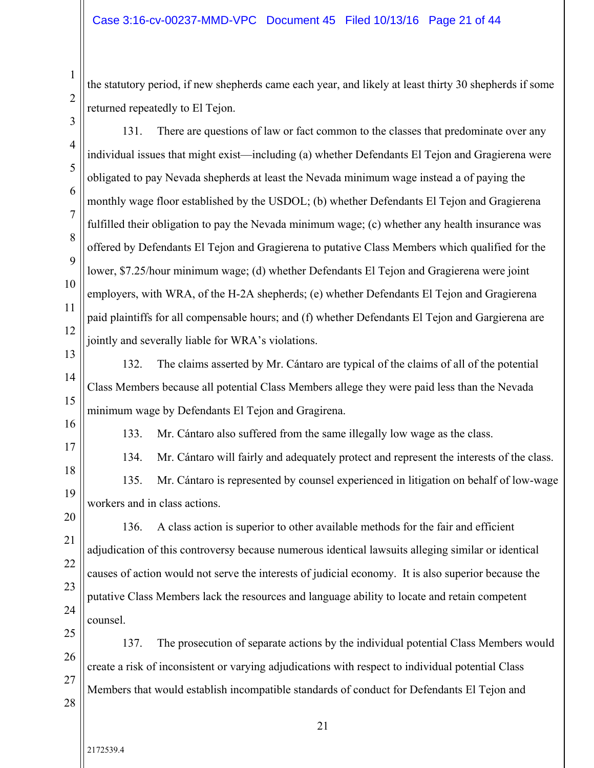the statutory period, if new shepherds came each year, and likely at least thirty 30 shepherds if some returned repeatedly to El Tejon.

131. There are questions of law or fact common to the classes that predominate over any individual issues that might exist—including (a) whether Defendants El Tejon and Gragierena were obligated to pay Nevada shepherds at least the Nevada minimum wage instead a of paying the monthly wage floor established by the USDOL; (b) whether Defendants El Tejon and Gragierena fulfilled their obligation to pay the Nevada minimum wage; (c) whether any health insurance was offered by Defendants El Tejon and Gragierena to putative Class Members which qualified for the lower, $7.25/hour minimum wage; (d) whether Defendants El Tejon and Gragierena were joint employers, with WRA, of the H-2A shepherds; (e) whether Defendants El Tejon and Gragierena paid plaintiffs for all compensable hours; and (f) whether Defendants El Tejon and Gargierena are jointly and severally liable for WRA's violations.

132. The claims asserted by Mr. Cántaro are typical of the claims of all of the potential Class Members because all potential Class Members allege they were paid less than the Nevada minimum wage by Defendants El Tejon and Gragirena.

133. Mr. Cántaro also suffered from the same illegally low wage as the class.

134. Mr. Cántaro will fairly and adequately protect and represent the interests of the class.

135. Mr. Cántaro is represented by counsel experienced in litigation on behalf of low-wage workers and in class actions.

136. A class action is superior to other available methods for the fair and efficient adjudication of this controversy because numerous identical lawsuits alleging similar or identical causes of action would not serve the interests of judicial economy. It is also superior because the putative Class Members lack the resources and language ability to locate and retain competent counsel.

137. The prosecution of separate actions by the individual potential Class Members would create a risk of inconsistent or varying adjudications with respect to individual potential Class Members that would establish incompatible standards of conduct for Defendants El Tejon and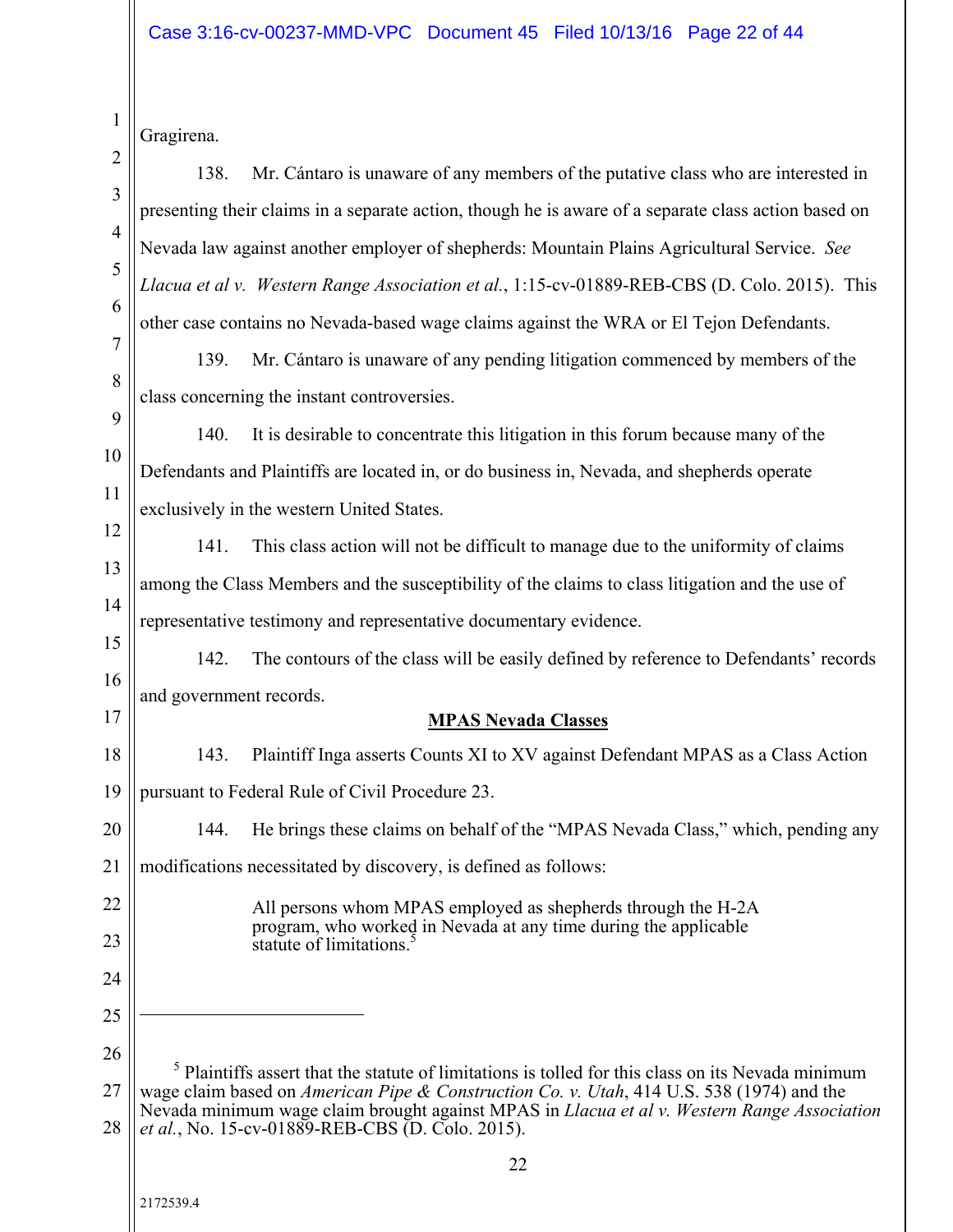Gragirena.

138. Mr. Cántaro is unaware of any members of the putative class who are interested in presenting their claims in a separate action, though he is aware of a separate class action based on Nevada law against another employer of shepherds: Mountain Plains Agricultural Service. *See Llacua et al v. Western Range Association et al.*, 1:15-cv-01889-REB-CBS (D. Colo. 2015). This other case contains no Nevada-based wage claims against the WRA or El Tejon Defendants.

139. Mr. Cántaro is unaware of any pending litigation commenced by members of the class concerning the instant controversies.

140. It is desirable to concentrate this litigation in this forum because many of the Defendants and Plaintiffs are located in, or do business in, Nevada, and shepherds operate exclusively in the western United States.

141. This class action will not be difficult to manage due to the uniformity of claims among the Class Members and the susceptibility of the claims to class litigation and the use of representative testimony and representative documentary evidence.

142. The contours of the class will be easily defined by reference to Defendants' records and government records.

**MPAS Nevada Classes**

143. Plaintiff Inga asserts Counts XI to XV against Defendant MPAS as a Class Action pursuant to Federal Rule of Civil Procedure 23.

144. He brings these claims on behalf of the "MPAS Nevada Class," which, pending any modifications necessitated by discovery, is defined as follows:

> All persons whom MPAS employed as shepherds through the H-2A program, who worked in Nevada at any time during the applicable statute of limitations.[5]

---

[5] Plaintiffs assert that the statute of limitations is tolled for this class on its Nevada minimum wage claim based on *American Pipe & Construction Co. v. Utah*, 414 U.S. 538 (1974) and the Nevada minimum wage claim brought against MPAS in *Llacua et al v. Western Range Association et al.*, No. 15-cv-01889-REB-CBS (D. Colo. 2015).

2172539.4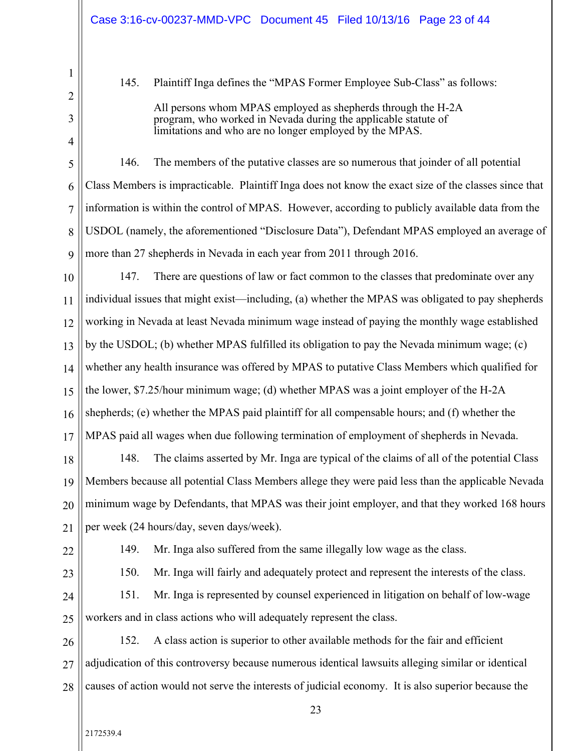145. Plaintiff Inga defines the "MPAS Former Employee Sub-Class" as follows:

> All persons whom MPAS employed as shepherds through the H-2A program, who worked in Nevada during the applicable statute of limitations and who are no longer employed by the MPAS.

146. The members of the putative classes are so numerous that joinder of all potential Class Members is impracticable. Plaintiff Inga does not know the exact size of the classes since that information is within the control of MPAS. However, according to publicly available data from the USDOL (namely, the aforementioned "Disclosure Data"), Defendant MPAS employed an average of more than 27 shepherds in Nevada in each year from 2011 through 2016.

147. There are questions of law or fact common to the classes that predominate over any individual issues that might exist—including, (a) whether the MPAS was obligated to pay shepherds working in Nevada at least Nevada minimum wage instead of paying the monthly wage established by the USDOL; (b) whether MPAS fulfilled its obligation to pay the Nevada minimum wage; (c) whether any health insurance was offered by MPAS to putative Class Members which qualified for the lower, $7.25/hour minimum wage; (d) whether MPAS was a joint employer of the H-2A shepherds; (e) whether the MPAS paid plaintiff for all compensable hours; and (f) whether the MPAS paid all wages when due following termination of employment of shepherds in Nevada.

148. The claims asserted by Mr. Inga are typical of the claims of all of the potential Class Members because all potential Class Members allege they were paid less than the applicable Nevada minimum wage by Defendants, that MPAS was their joint employer, and that they worked 168 hours per week (24 hours/day, seven days/week).

149. Mr. Inga also suffered from the same illegally low wage as the class.

150. Mr. Inga will fairly and adequately protect and represent the interests of the class.

151. Mr. Inga is represented by counsel experienced in litigation on behalf of low-wage workers and in class actions who will adequately represent the class.

152. A class action is superior to other available methods for the fair and efficient adjudication of this controversy because numerous identical lawsuits alleging similar or identical causes of action would not serve the interests of judicial economy. It is also superior because the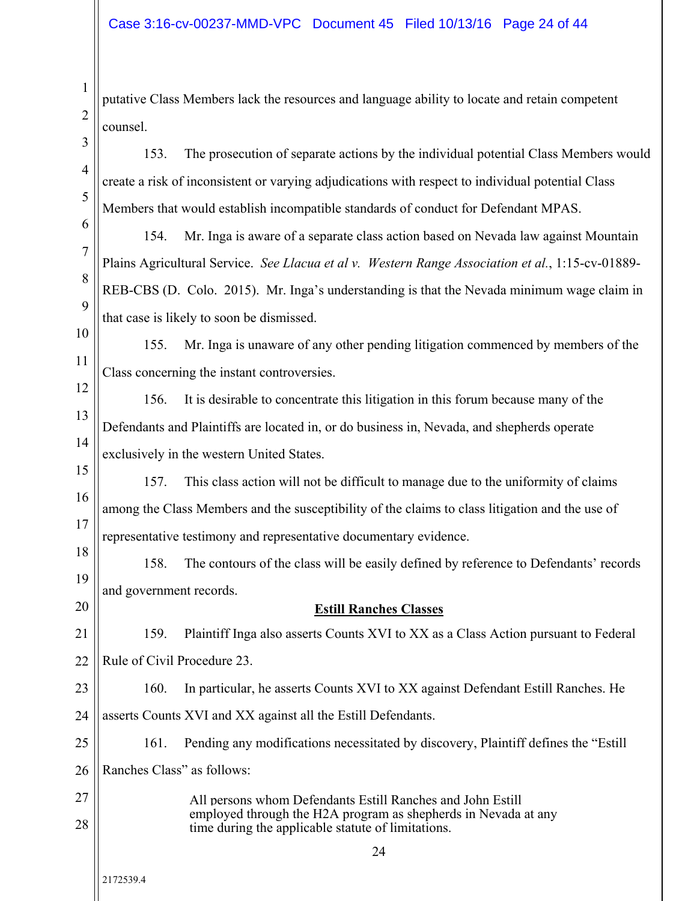putative Class Members lack the resources and language ability to locate and retain competent counsel.

153. The prosecution of separate actions by the individual potential Class Members would create a risk of inconsistent or varying adjudications with respect to individual potential Class Members that would establish incompatible standards of conduct for Defendant MPAS.

154. Mr. Inga is aware of a separate class action based on Nevada law against Mountain Plains Agricultural Service. *See Llacua et al v. Western Range Association et al.*, 1:15-cv-01889-REB-CBS (D. Colo. 2015). Mr. Inga's understanding is that the Nevada minimum wage claim in that case is likely to soon be dismissed.

155. Mr. Inga is unaware of any other pending litigation commenced by members of the Class concerning the instant controversies.

156. It is desirable to concentrate this litigation in this forum because many of the Defendants and Plaintiffs are located in, or do business in, Nevada, and shepherds operate exclusively in the western United States.

157. This class action will not be difficult to manage due to the uniformity of claims among the Class Members and the susceptibility of the claims to class litigation and the use of representative testimony and representative documentary evidence.

158. The contours of the class will be easily defined by reference to Defendants' records and government records.

**Estill Ranches Classes**

159. Plaintiff Inga also asserts Counts XVI to XX as a Class Action pursuant to Federal Rule of Civil Procedure 23.

160. In particular, he asserts Counts XVI to XX against Defendant Estill Ranches. He asserts Counts XVI and XX against all the Estill Defendants.

161. Pending any modifications necessitated by discovery, Plaintiff defines the "Estill Ranches Class" as follows:

> All persons whom Defendants Estill Ranches and John Estill employed through the H2A program as shepherds in Nevada at any time during the applicable statute of limitations.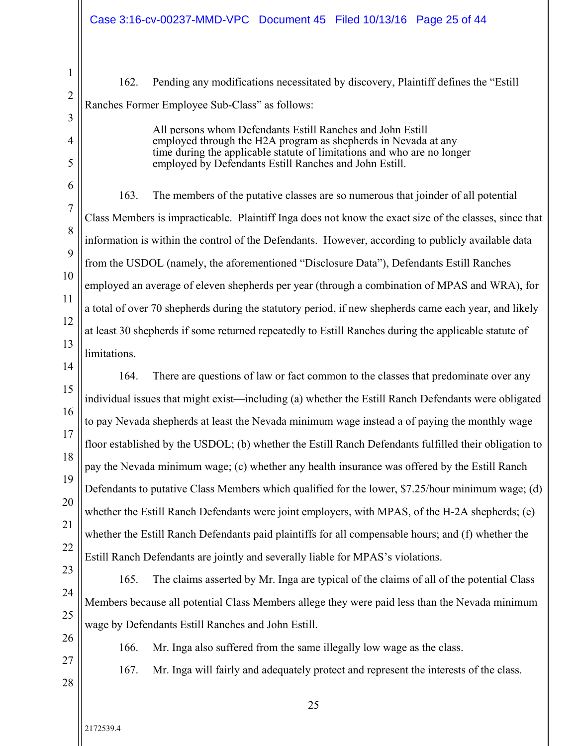162. Pending any modifications necessitated by discovery, Plaintiff defines the "Estill Ranches Former Employee Sub-Class" as follows:

> All persons whom Defendants Estill Ranches and John Estill employed through the H2A program as shepherds in Nevada at any time during the applicable statute of limitations and who are no longer employed by Defendants Estill Ranches and John Estill.

163. The members of the putative classes are so numerous that joinder of all potential Class Members is impracticable. Plaintiff Inga does not know the exact size of the classes, since that information is within the control of the Defendants. However, according to publicly available data from the USDOL (namely, the aforementioned "Disclosure Data"), Defendants Estill Ranches employed an average of eleven shepherds per year (through a combination of MPAS and WRA), for a total of over 70 shepherds during the statutory period, if new shepherds came each year, and likely at least 30 shepherds if some returned repeatedly to Estill Ranches during the applicable statute of limitations.

164. There are questions of law or fact common to the classes that predominate over any individual issues that might exist—including (a) whether the Estill Ranch Defendants were obligated to pay Nevada shepherds at least the Nevada minimum wage instead a of paying the monthly wage floor established by the USDOL; (b) whether the Estill Ranch Defendants fulfilled their obligation to pay the Nevada minimum wage; (c) whether any health insurance was offered by the Estill Ranch Defendants to putative Class Members which qualified for the lower, \$7.25/hour minimum wage; (d) whether the Estill Ranch Defendants were joint employers, with MPAS, of the H-2A shepherds; (e) whether the Estill Ranch Defendants paid plaintiffs for all compensable hours; and (f) whether the Estill Ranch Defendants are jointly and severally liable for MPAS's violations.

165. The claims asserted by Mr. Inga are typical of the claims of all of the potential Class Members because all potential Class Members allege they were paid less than the Nevada minimum wage by Defendants Estill Ranches and John Estill.

166. Mr. Inga also suffered from the same illegally low wage as the class.

167. Mr. Inga will fairly and adequately protect and represent the interests of the class.

2172539.4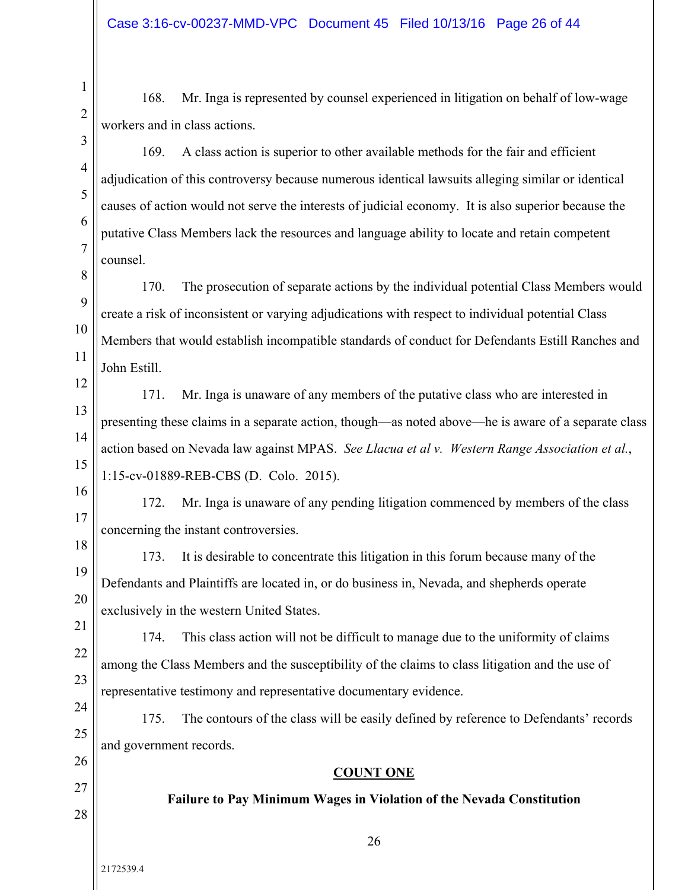168. Mr. Inga is represented by counsel experienced in litigation on behalf of low-wage workers and in class actions.

169. A class action is superior to other available methods for the fair and efficient adjudication of this controversy because numerous identical lawsuits alleging similar or identical causes of action would not serve the interests of judicial economy. It is also superior because the putative Class Members lack the resources and language ability to locate and retain competent counsel.

170. The prosecution of separate actions by the individual potential Class Members would create a risk of inconsistent or varying adjudications with respect to individual potential Class Members that would establish incompatible standards of conduct for Defendants Estill Ranches and John Estill.

171. Mr. Inga is unaware of any members of the putative class who are interested in presenting these claims in a separate action, though—as noted above—he is aware of a separate class action based on Nevada law against MPAS. *See Llacua et al v. Western Range Association et al.*, 1:15-cv-01889-REB-CBS (D. Colo. 2015).

172. Mr. Inga is unaware of any pending litigation commenced by members of the class concerning the instant controversies.

173. It is desirable to concentrate this litigation in this forum because many of the Defendants and Plaintiffs are located in, or do business in, Nevada, and shepherds operate exclusively in the western United States.

174. This class action will not be difficult to manage due to the uniformity of claims among the Class Members and the susceptibility of the claims to class litigation and the use of representative testimony and representative documentary evidence.

175. The contours of the class will be easily defined by reference to Defendants' records and government records.

## COUNT ONE

### Failure to Pay Minimum Wages in Violation of the Nevada Constitution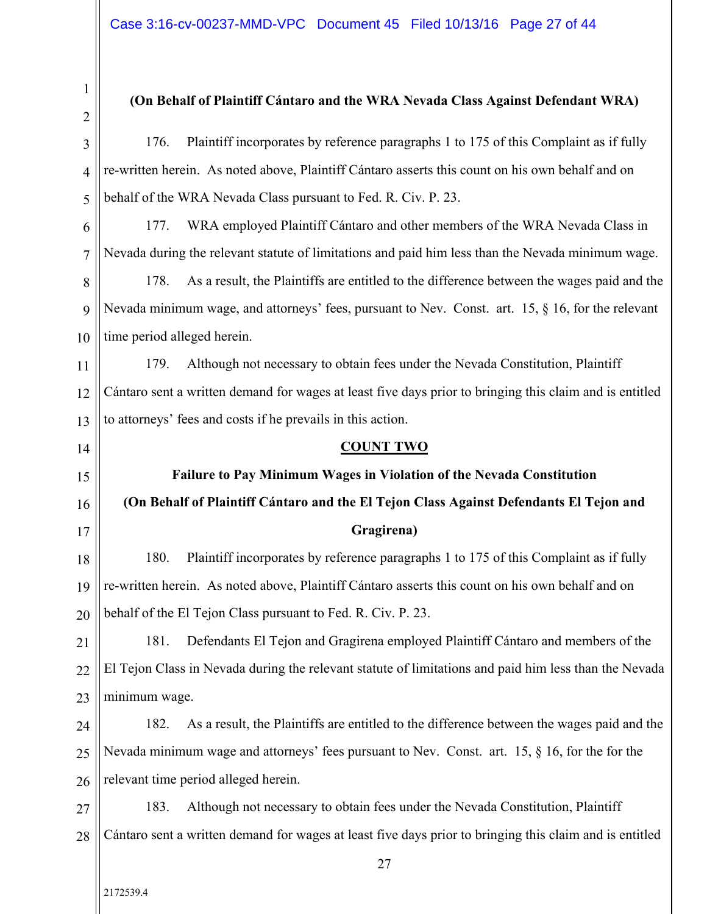**(On Behalf of Plaintiff Cántaro and the WRA Nevada Class Against Defendant WRA)**

176. Plaintiff incorporates by reference paragraphs 1 to 175 of this Complaint as if fully re-written herein. As noted above, Plaintiff Cántaro asserts this count on his own behalf and on behalf of the WRA Nevada Class pursuant to Fed. R. Civ. P. 23.

177. WRA employed Plaintiff Cántaro and other members of the WRA Nevada Class in Nevada during the relevant statute of limitations and paid him less than the Nevada minimum wage.

178. As a result, the Plaintiffs are entitled to the difference between the wages paid and the Nevada minimum wage, and attorneys' fees, pursuant to Nev. Const. art. 15, § 16, for the relevant time period alleged herein.

179. Although not necessary to obtain fees under the Nevada Constitution, Plaintiff Cántaro sent a written demand for wages at least five days prior to bringing this claim and is entitled to attorneys' fees and costs if he prevails in this action.

## COUNT TWO

**Failure to Pay Minimum Wages in Violation of the Nevada Constitution**

**(On Behalf of Plaintiff Cántaro and the El Tejon Class Against Defendants El Tejon and Gragirena)**

180. Plaintiff incorporates by reference paragraphs 1 to 175 of this Complaint as if fully re-written herein. As noted above, Plaintiff Cántaro asserts this count on his own behalf and on behalf of the El Tejon Class pursuant to Fed. R. Civ. P. 23.

181. Defendants El Tejon and Gragirena employed Plaintiff Cántaro and members of the El Tejon Class in Nevada during the relevant statute of limitations and paid him less than the Nevada minimum wage.

182. As a result, the Plaintiffs are entitled to the difference between the wages paid and the Nevada minimum wage and attorneys' fees pursuant to Nev. Const. art. 15, § 16, for the for the relevant time period alleged herein.

183. Although not necessary to obtain fees under the Nevada Constitution, Plaintiff Cántaro sent a written demand for wages at least five days prior to bringing this claim and is entitled

2172539.4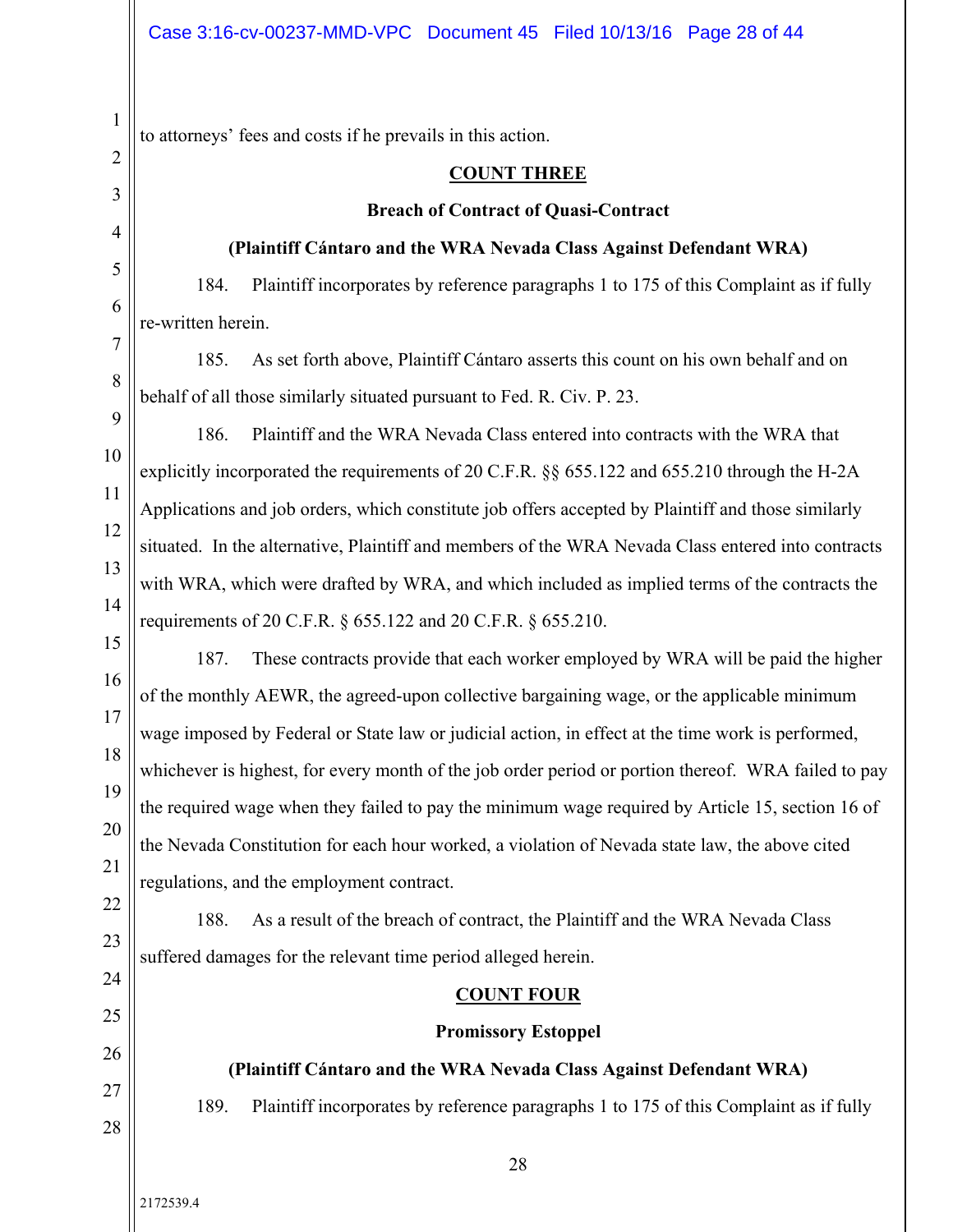to attorneys' fees and costs if he prevails in this action.

**COUNT THREE**

**Breach of Contract of Quasi-Contract**

**(Plaintiff Cántaro and the WRA Nevada Class Against Defendant WRA)**

184. Plaintiff incorporates by reference paragraphs 1 to 175 of this Complaint as if fully re-written herein.

185. As set forth above, Plaintiff Cántaro asserts this count on his own behalf and on behalf of all those similarly situated pursuant to Fed. R. Civ. P. 23.

186. Plaintiff and the WRA Nevada Class entered into contracts with the WRA that explicitly incorporated the requirements of 20 C.F.R. §§ 655.122 and 655.210 through the H-2A Applications and job orders, which constitute job offers accepted by Plaintiff and those similarly situated. In the alternative, Plaintiff and members of the WRA Nevada Class entered into contracts with WRA, which were drafted by WRA, and which included as implied terms of the contracts the requirements of 20 C.F.R. § 655.122 and 20 C.F.R. § 655.210.

187. These contracts provide that each worker employed by WRA will be paid the higher of the monthly AEWR, the agreed-upon collective bargaining wage, or the applicable minimum wage imposed by Federal or State law or judicial action, in effect at the time work is performed, whichever is highest, for every month of the job order period or portion thereof. WRA failed to pay the required wage when they failed to pay the minimum wage required by Article 15, section 16 of the Nevada Constitution for each hour worked, a violation of Nevada state law, the above cited regulations, and the employment contract.

188. As a result of the breach of contract, the Plaintiff and the WRA Nevada Class suffered damages for the relevant time period alleged herein.

**COUNT FOUR**

**Promissory Estoppel**

**(Plaintiff Cántaro and the WRA Nevada Class Against Defendant WRA)**

189. Plaintiff incorporates by reference paragraphs 1 to 175 of this Complaint as if fully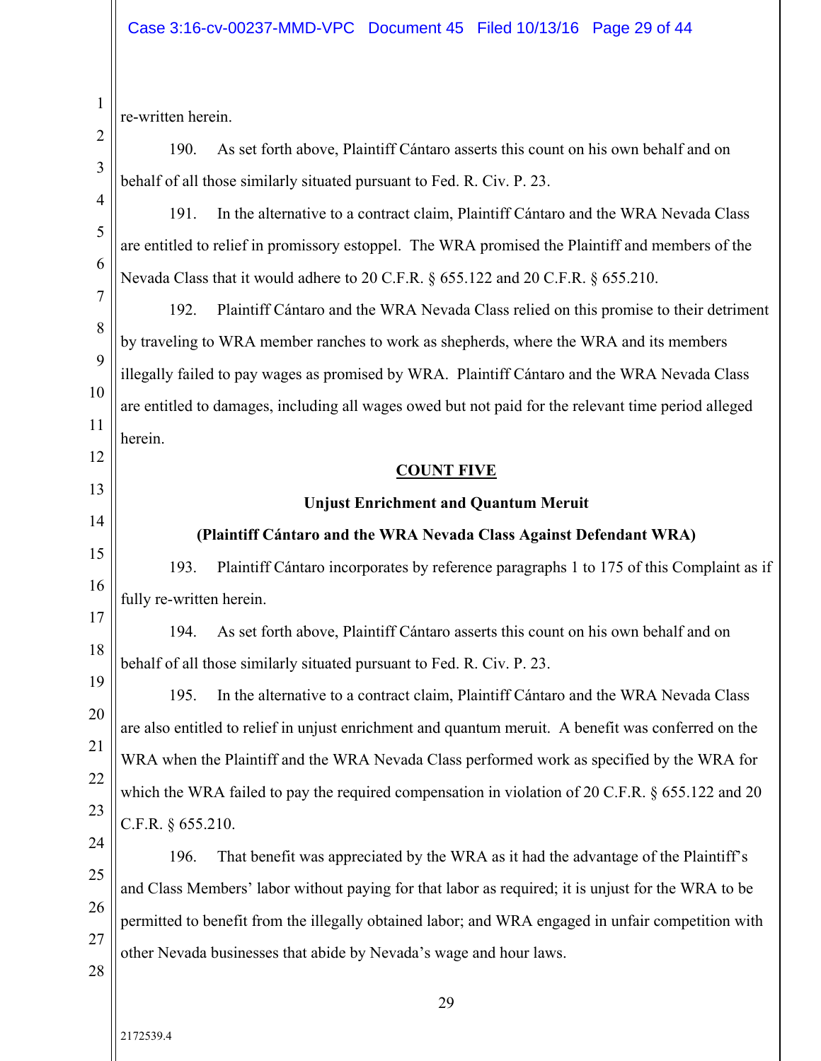re-written herein.

190. As set forth above, Plaintiff Cántaro asserts this count on his own behalf and on behalf of all those similarly situated pursuant to Fed. R. Civ. P. 23.

191. In the alternative to a contract claim, Plaintiff Cántaro and the WRA Nevada Class are entitled to relief in promissory estoppel. The WRA promised the Plaintiff and members of the Nevada Class that it would adhere to 20 C.F.R. § 655.122 and 20 C.F.R. § 655.210.

192. Plaintiff Cántaro and the WRA Nevada Class relied on this promise to their detriment by traveling to WRA member ranches to work as shepherds, where the WRA and its members illegally failed to pay wages as promised by WRA. Plaintiff Cántaro and the WRA Nevada Class are entitled to damages, including all wages owed but not paid for the relevant time period alleged herein.

**COUNT FIVE**

**Unjust Enrichment and Quantum Meruit**

**(Plaintiff Cántaro and the WRA Nevada Class Against Defendant WRA)**

193. Plaintiff Cántaro incorporates by reference paragraphs 1 to 175 of this Complaint as if fully re-written herein.

194. As set forth above, Plaintiff Cántaro asserts this count on his own behalf and on behalf of all those similarly situated pursuant to Fed. R. Civ. P. 23.

195. In the alternative to a contract claim, Plaintiff Cántaro and the WRA Nevada Class are also entitled to relief in unjust enrichment and quantum meruit. A benefit was conferred on the WRA when the Plaintiff and the WRA Nevada Class performed work as specified by the WRA for which the WRA failed to pay the required compensation in violation of 20 C.F.R. § 655.122 and 20 C.F.R. § 655.210.

196. That benefit was appreciated by the WRA as it had the advantage of the Plaintiff's and Class Members' labor without paying for that labor as required; it is unjust for the WRA to be permitted to benefit from the illegally obtained labor; and WRA engaged in unfair competition with other Nevada businesses that abide by Nevada's wage and hour laws.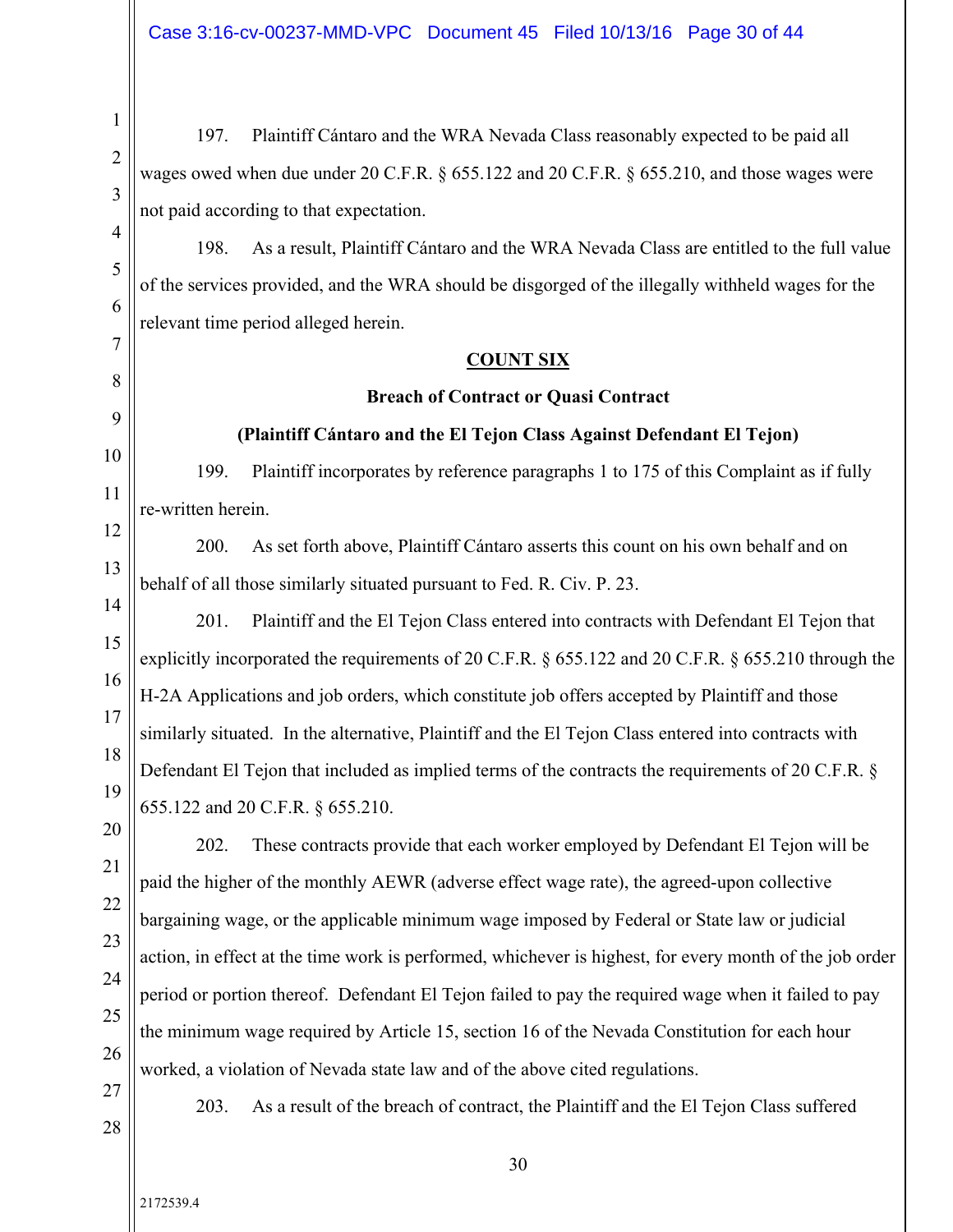197. Plaintiff Cántaro and the WRA Nevada Class reasonably expected to be paid all wages owed when due under 20 C.F.R. § 655.122 and 20 C.F.R. § 655.210, and those wages were not paid according to that expectation.

198. As a result, Plaintiff Cántaro and the WRA Nevada Class are entitled to the full value of the services provided, and the WRA should be disgorged of the illegally withheld wages for the relevant time period alleged herein.

**COUNT SIX**

**Breach of Contract or Quasi Contract**

**(Plaintiff Cántaro and the El Tejon Class Against Defendant El Tejon)**

199. Plaintiff incorporates by reference paragraphs 1 to 175 of this Complaint as if fully re-written herein.

200. As set forth above, Plaintiff Cántaro asserts this count on his own behalf and on behalf of all those similarly situated pursuant to Fed. R. Civ. P. 23.

201. Plaintiff and the El Tejon Class entered into contracts with Defendant El Tejon that explicitly incorporated the requirements of 20 C.F.R. § 655.122 and 20 C.F.R. § 655.210 through the H-2A Applications and job orders, which constitute job offers accepted by Plaintiff and those similarly situated. In the alternative, Plaintiff and the El Tejon Class entered into contracts with Defendant El Tejon that included as implied terms of the contracts the requirements of 20 C.F.R. § 655.122 and 20 C.F.R. § 655.210.

202. These contracts provide that each worker employed by Defendant El Tejon will be paid the higher of the monthly AEWR (adverse effect wage rate), the agreed-upon collective bargaining wage, or the applicable minimum wage imposed by Federal or State law or judicial action, in effect at the time work is performed, whichever is highest, for every month of the job order period or portion thereof. Defendant El Tejon failed to pay the required wage when it failed to pay the minimum wage required by Article 15, section 16 of the Nevada Constitution for each hour worked, a violation of Nevada state law and of the above cited regulations.

203. As a result of the breach of contract, the Plaintiff and the El Tejon Class suffered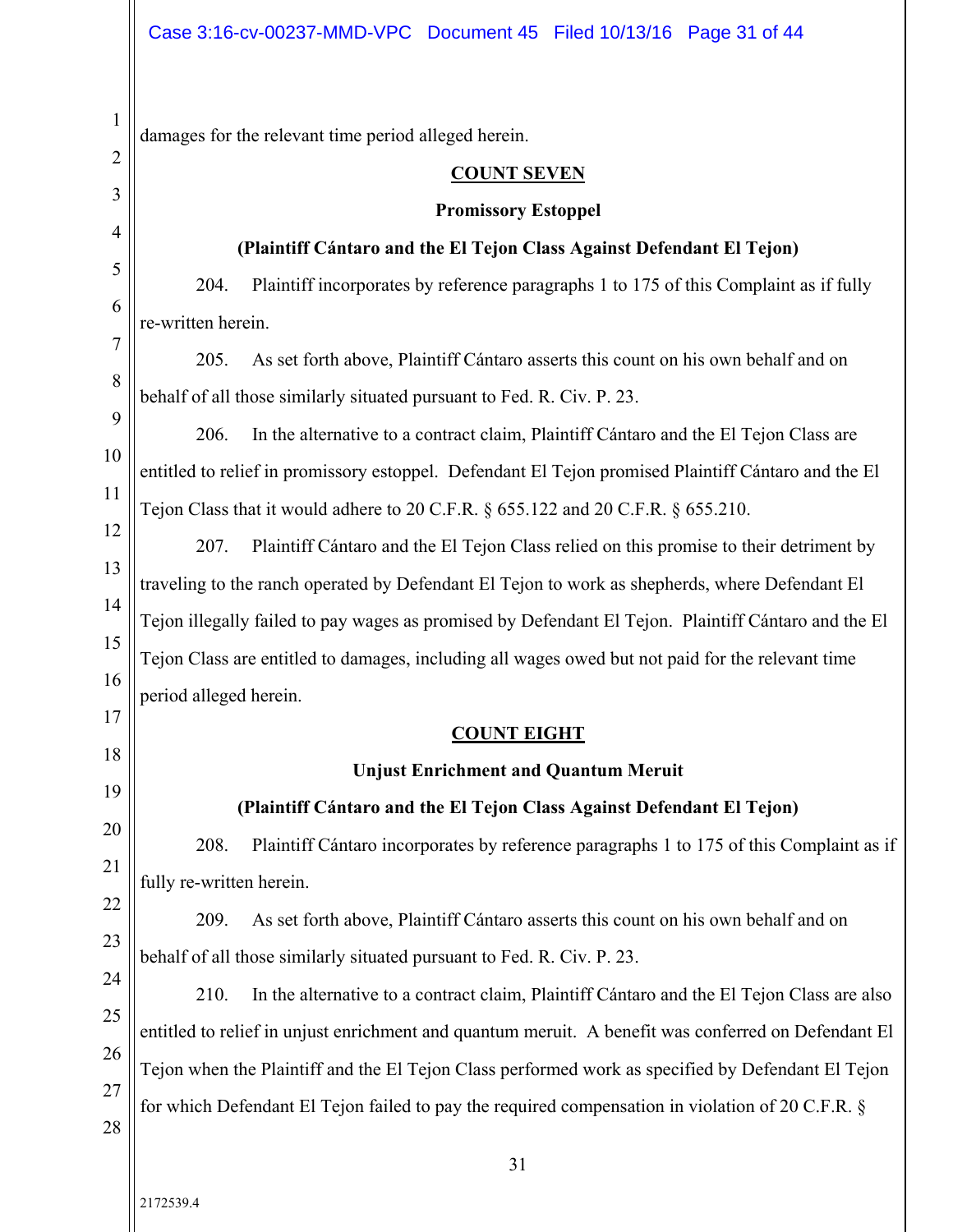damages for the relevant time period alleged herein.

**COUNT SEVEN**

**Promissory Estoppel**

**(Plaintiff Cántaro and the El Tejon Class Against Defendant El Tejon)**

204. Plaintiff incorporates by reference paragraphs 1 to 175 of this Complaint as if fully re-written herein.

205. As set forth above, Plaintiff Cántaro asserts this count on his own behalf and on behalf of all those similarly situated pursuant to Fed. R. Civ. P. 23.

206. In the alternative to a contract claim, Plaintiff Cántaro and the El Tejon Class are entitled to relief in promissory estoppel. Defendant El Tejon promised Plaintiff Cántaro and the El Tejon Class that it would adhere to 20 C.F.R. § 655.122 and 20 C.F.R. § 655.210.

207. Plaintiff Cántaro and the El Tejon Class relied on this promise to their detriment by traveling to the ranch operated by Defendant El Tejon to work as shepherds, where Defendant El Tejon illegally failed to pay wages as promised by Defendant El Tejon. Plaintiff Cántaro and the El Tejon Class are entitled to damages, including all wages owed but not paid for the relevant time period alleged herein.

**COUNT EIGHT**

**Unjust Enrichment and Quantum Meruit**

**(Plaintiff Cántaro and the El Tejon Class Against Defendant El Tejon)**

208. Plaintiff Cántaro incorporates by reference paragraphs 1 to 175 of this Complaint as if fully re-written herein.

209. As set forth above, Plaintiff Cántaro asserts this count on his own behalf and on behalf of all those similarly situated pursuant to Fed. R. Civ. P. 23.

210. In the alternative to a contract claim, Plaintiff Cántaro and the El Tejon Class are also entitled to relief in unjust enrichment and quantum meruit. A benefit was conferred on Defendant El Tejon when the Plaintiff and the El Tejon Class performed work as specified by Defendant El Tejon for which Defendant El Tejon failed to pay the required compensation in violation of 20 C.F.R. §

2172539.4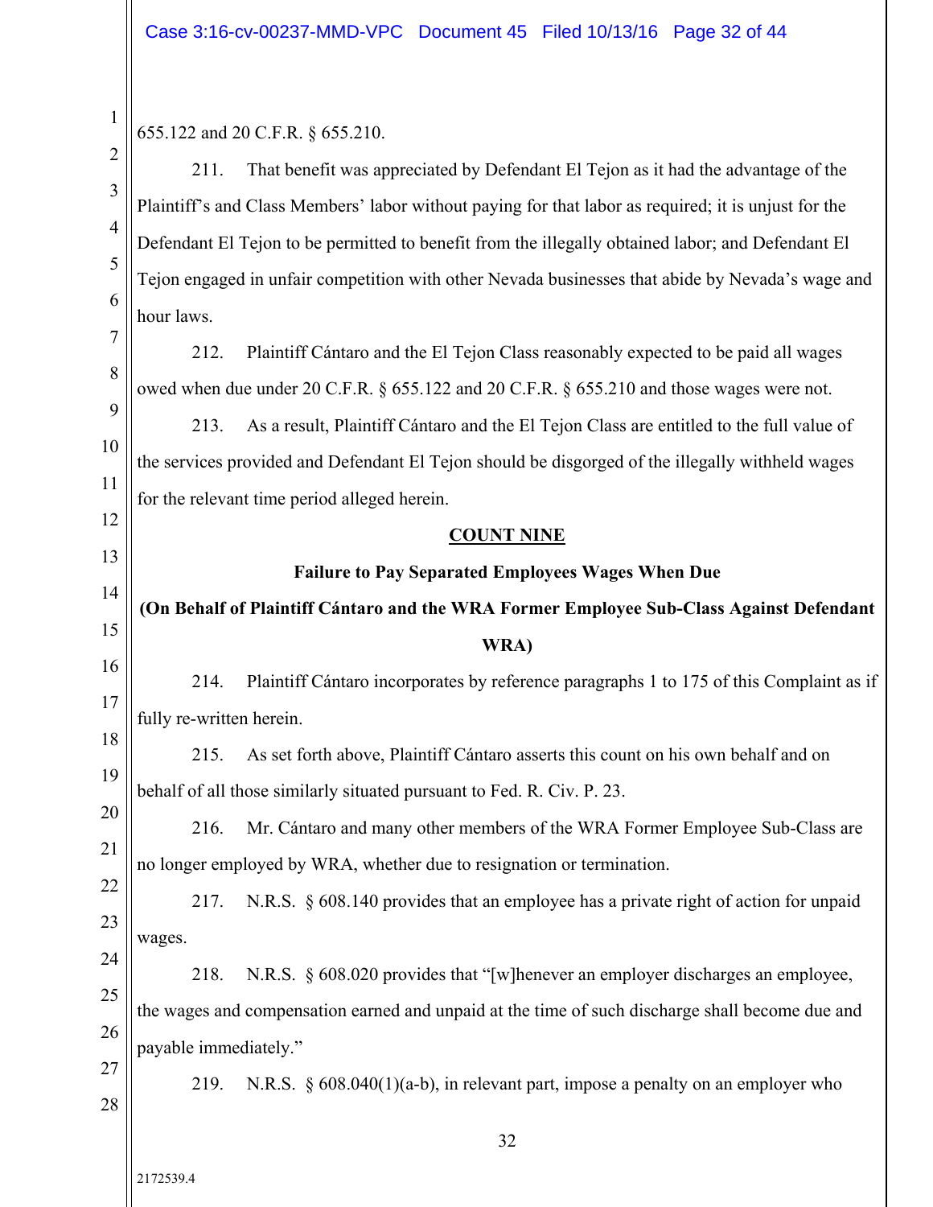655.122 and 20 C.F.R. § 655.210.

211. That benefit was appreciated by Defendant El Tejon as it had the advantage of the Plaintiff's and Class Members' labor without paying for that labor as required; it is unjust for the Defendant El Tejon to be permitted to benefit from the illegally obtained labor; and Defendant El Tejon engaged in unfair competition with other Nevada businesses that abide by Nevada's wage and hour laws.

212. Plaintiff Cántaro and the El Tejon Class reasonably expected to be paid all wages owed when due under 20 C.F.R. § 655.122 and 20 C.F.R. § 655.210 and those wages were not.

213. As a result, Plaintiff Cántaro and the El Tejon Class are entitled to the full value of the services provided and Defendant El Tejon should be disgorged of the illegally withheld wages for the relevant time period alleged herein.

**COUNT NINE**

**Failure to Pay Separated Employees Wages When Due**

**(On Behalf of Plaintiff Cántaro and the WRA Former Employee Sub-Class Against Defendant WRA)**

214. Plaintiff Cántaro incorporates by reference paragraphs 1 to 175 of this Complaint as if fully re-written herein.

215. As set forth above, Plaintiff Cántaro asserts this count on his own behalf and on behalf of all those similarly situated pursuant to Fed. R. Civ. P. 23.

216. Mr. Cántaro and many other members of the WRA Former Employee Sub-Class are no longer employed by WRA, whether due to resignation or termination.

217. N.R.S. § 608.140 provides that an employee has a private right of action for unpaid wages.

218. N.R.S. § 608.020 provides that "[w]henever an employer discharges an employee, the wages and compensation earned and unpaid at the time of such discharge shall become due and payable immediately."

219. N.R.S. § 608.040(1)(a-b), in relevant part, impose a penalty on an employer who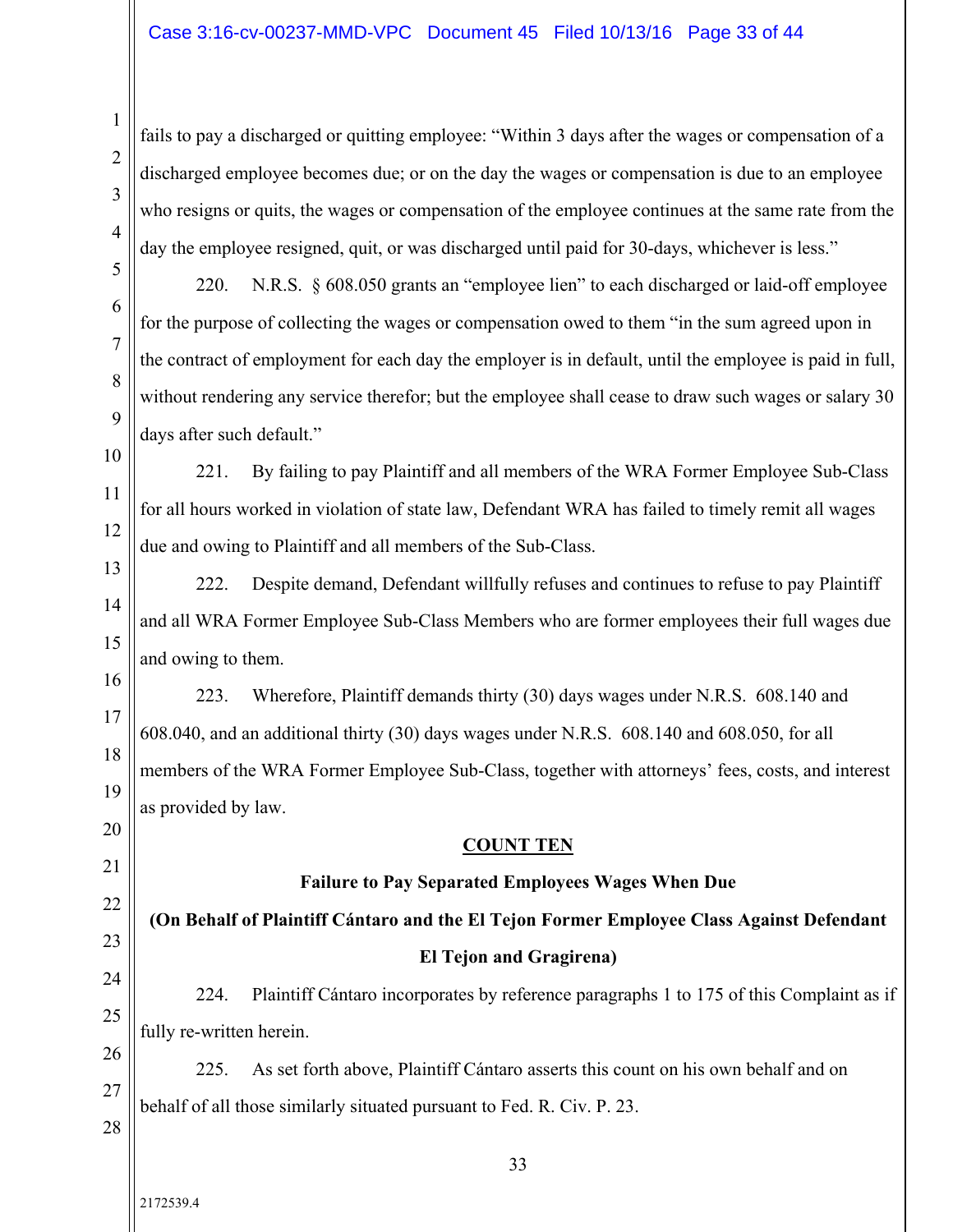fails to pay a discharged or quitting employee: "Within 3 days after the wages or compensation of a discharged employee becomes due; or on the day the wages or compensation is due to an employee who resigns or quits, the wages or compensation of the employee continues at the same rate from the day the employee resigned, quit, or was discharged until paid for 30-days, whichever is less."

220. N.R.S. § 608.050 grants an "employee lien" to each discharged or laid-off employee for the purpose of collecting the wages or compensation owed to them "in the sum agreed upon in the contract of employment for each day the employer is in default, until the employee is paid in full, without rendering any service therefor; but the employee shall cease to draw such wages or salary 30 days after such default."

221. By failing to pay Plaintiff and all members of the WRA Former Employee Sub-Class for all hours worked in violation of state law, Defendant WRA has failed to timely remit all wages due and owing to Plaintiff and all members of the Sub-Class.

222. Despite demand, Defendant willfully refuses and continues to refuse to pay Plaintiff and all WRA Former Employee Sub-Class Members who are former employees their full wages due and owing to them.

223. Wherefore, Plaintiff demands thirty (30) days wages under N.R.S. 608.140 and 608.040, and an additional thirty (30) days wages under N.R.S. 608.140 and 608.050, for all members of the WRA Former Employee Sub-Class, together with attorneys' fees, costs, and interest as provided by law.

## COUNT TEN

### Failure to Pay Separated Employees Wages When Due

### (On Behalf of Plaintiff Cántaro and the El Tejon Former Employee Class Against Defendant El Tejon and Gragirena)

224. Plaintiff Cántaro incorporates by reference paragraphs 1 to 175 of this Complaint as if fully re-written herein.

225. As set forth above, Plaintiff Cántaro asserts this count on his own behalf and on behalf of all those similarly situated pursuant to Fed. R. Civ. P. 23.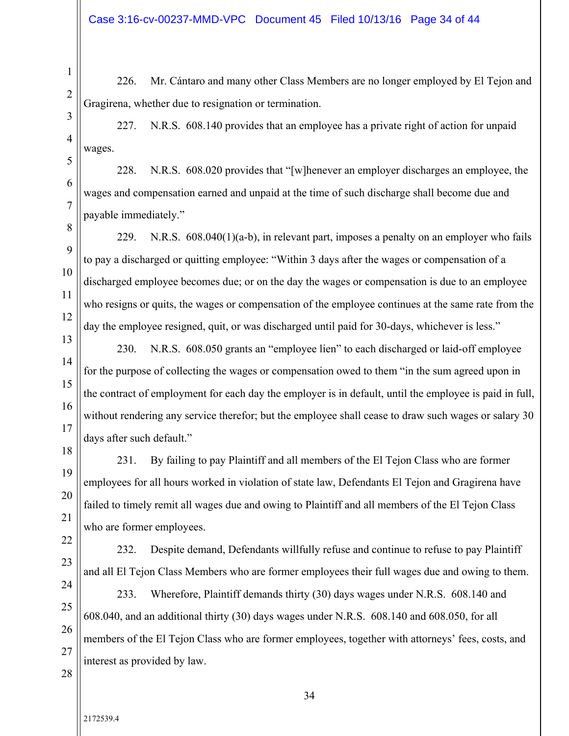226. Mr. Cántaro and many other Class Members are no longer employed by El Tejon and Gragirena, whether due to resignation or termination.

227. N.R.S. 608.140 provides that an employee has a private right of action for unpaid wages.

228. N.R.S. 608.020 provides that "[w]henever an employer discharges an employee, the wages and compensation earned and unpaid at the time of such discharge shall become due and payable immediately."

229. N.R.S. 608.040(1)(a-b), in relevant part, imposes a penalty on an employer who fails to pay a discharged or quitting employee: "Within 3 days after the wages or compensation of a discharged employee becomes due; or on the day the wages or compensation is due to an employee who resigns or quits, the wages or compensation of the employee continues at the same rate from the day the employee resigned, quit, or was discharged until paid for 30-days, whichever is less."

230. N.R.S. 608.050 grants an "employee lien" to each discharged or laid-off employee for the purpose of collecting the wages or compensation owed to them "in the sum agreed upon in the contract of employment for each day the employer is in default, until the employee is paid in full, without rendering any service therefor; but the employee shall cease to draw such wages or salary 30 days after such default."

231. By failing to pay Plaintiff and all members of the El Tejon Class who are former employees for all hours worked in violation of state law, Defendants El Tejon and Gragirena have failed to timely remit all wages due and owing to Plaintiff and all members of the El Tejon Class who are former employees.

232. Despite demand, Defendants willfully refuse and continue to refuse to pay Plaintiff and all El Tejon Class Members who are former employees their full wages due and owing to them.

233. Wherefore, Plaintiff demands thirty (30) days wages under N.R.S. 608.140 and 608.040, and an additional thirty (30) days wages under N.R.S. 608.140 and 608.050, for all members of the El Tejon Class who are former employees, together with attorneys' fees, costs, and interest as provided by law.

2172539.4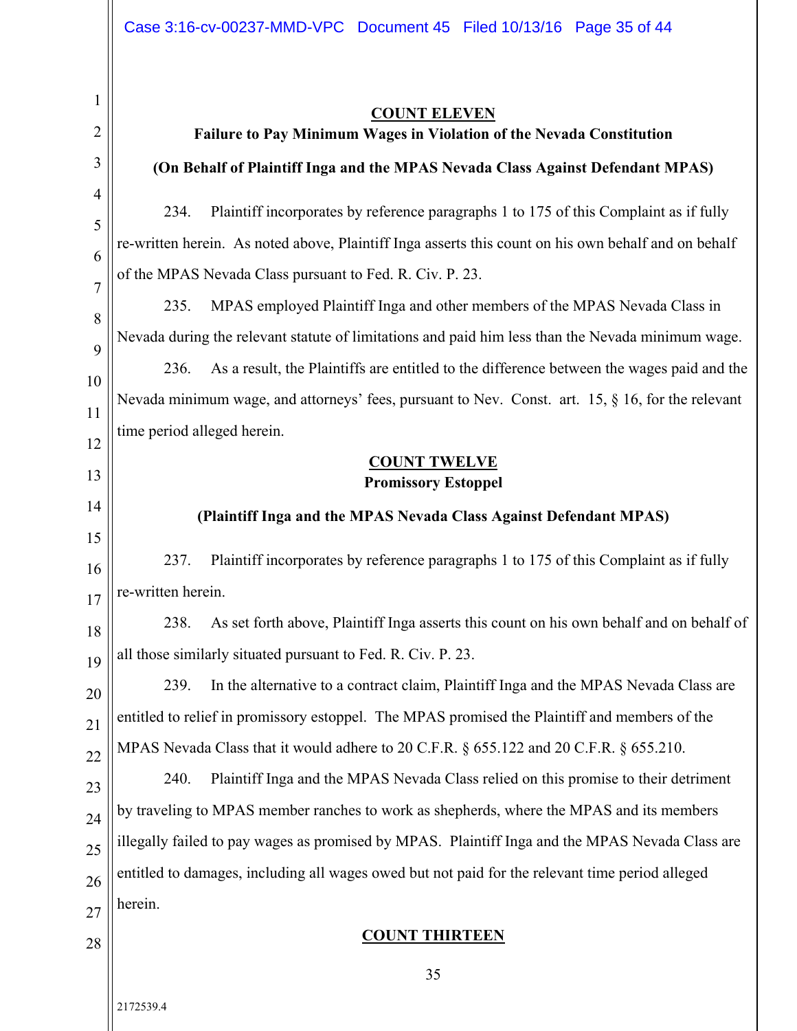**COUNT ELEVEN**

**Failure to Pay Minimum Wages in Violation of the Nevada Constitution**

**(On Behalf of Plaintiff Inga and the MPAS Nevada Class Against Defendant MPAS)**

234. Plaintiff incorporates by reference paragraphs 1 to 175 of this Complaint as if fully re-written herein. As noted above, Plaintiff Inga asserts this count on his own behalf and on behalf of the MPAS Nevada Class pursuant to Fed. R. Civ. P. 23.

235. MPAS employed Plaintiff Inga and other members of the MPAS Nevada Class in Nevada during the relevant statute of limitations and paid him less than the Nevada minimum wage.

236. As a result, the Plaintiffs are entitled to the difference between the wages paid and the Nevada minimum wage, and attorneys' fees, pursuant to Nev. Const. art. 15, § 16, for the relevant time period alleged herein.

**COUNT TWELVE**

**Promissory Estoppel**

**(Plaintiff Inga and the MPAS Nevada Class Against Defendant MPAS)**

237. Plaintiff incorporates by reference paragraphs 1 to 175 of this Complaint as if fully re-written herein.

238. As set forth above, Plaintiff Inga asserts this count on his own behalf and on behalf of all those similarly situated pursuant to Fed. R. Civ. P. 23.

239. In the alternative to a contract claim, Plaintiff Inga and the MPAS Nevada Class are entitled to relief in promissory estoppel. The MPAS promised the Plaintiff and members of the MPAS Nevada Class that it would adhere to 20 C.F.R. § 655.122 and 20 C.F.R. § 655.210.

240. Plaintiff Inga and the MPAS Nevada Class relied on this promise to their detriment by traveling to MPAS member ranches to work as shepherds, where the MPAS and its members illegally failed to pay wages as promised by MPAS. Plaintiff Inga and the MPAS Nevada Class are entitled to damages, including all wages owed but not paid for the relevant time period alleged herein.

**COUNT THIRTEEN**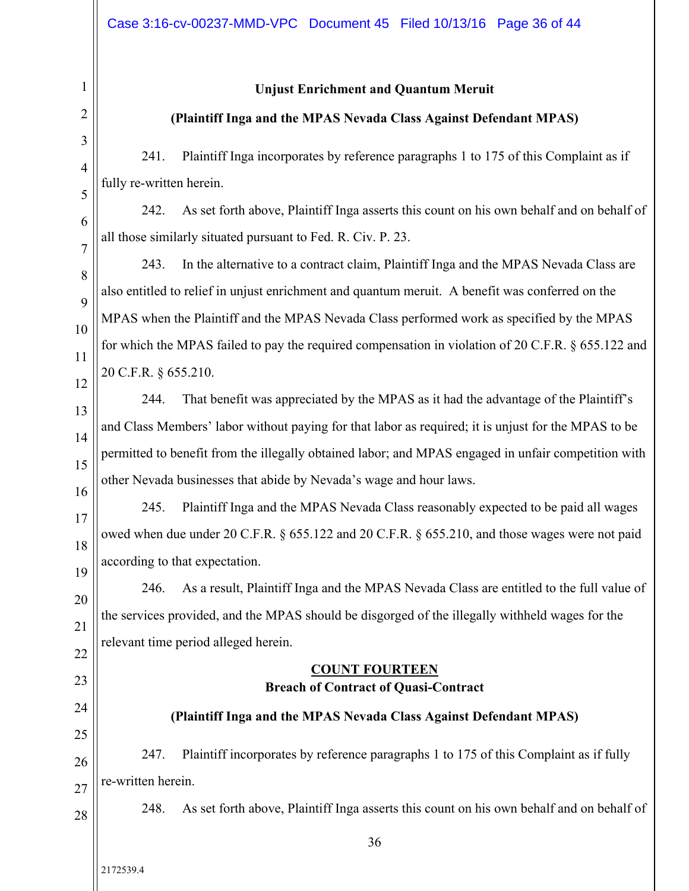**Unjust Enrichment and Quantum Meruit**

**(Plaintiff Inga and the MPAS Nevada Class Against Defendant MPAS)**

241. Plaintiff Inga incorporates by reference paragraphs 1 to 175 of this Complaint as if fully re-written herein.

242. As set forth above, Plaintiff Inga asserts this count on his own behalf and on behalf of all those similarly situated pursuant to Fed. R. Civ. P. 23.

243. In the alternative to a contract claim, Plaintiff Inga and the MPAS Nevada Class are also entitled to relief in unjust enrichment and quantum meruit. A benefit was conferred on the MPAS when the Plaintiff and the MPAS Nevada Class performed work as specified by the MPAS for which the MPAS failed to pay the required compensation in violation of 20 C.F.R. § 655.122 and 20 C.F.R. § 655.210.

244. That benefit was appreciated by the MPAS as it had the advantage of the Plaintiff's and Class Members' labor without paying for that labor as required; it is unjust for the MPAS to be permitted to benefit from the illegally obtained labor; and MPAS engaged in unfair competition with other Nevada businesses that abide by Nevada's wage and hour laws.

245. Plaintiff Inga and the MPAS Nevada Class reasonably expected to be paid all wages owed when due under 20 C.F.R. § 655.122 and 20 C.F.R. § 655.210, and those wages were not paid according to that expectation.

246. As a result, Plaintiff Inga and the MPAS Nevada Class are entitled to the full value of the services provided, and the MPAS should be disgorged of the illegally withheld wages for the relevant time period alleged herein.

**COUNT FOURTEEN**
**Breach of Contract of Quasi-Contract**

**(Plaintiff Inga and the MPAS Nevada Class Against Defendant MPAS)**

247. Plaintiff incorporates by reference paragraphs 1 to 175 of this Complaint as if fully re-written herein.

248. As set forth above, Plaintiff Inga asserts this count on his own behalf and on behalf of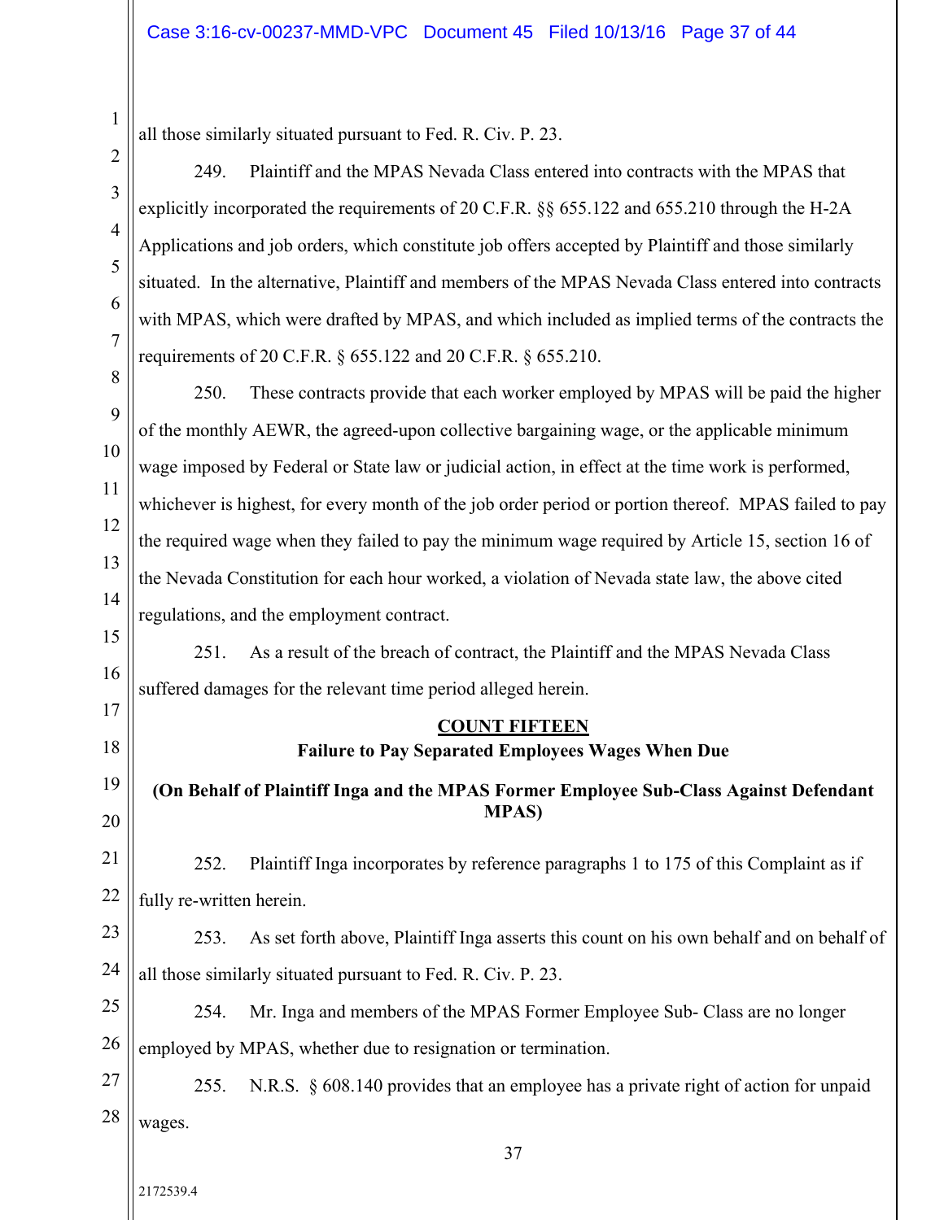all those similarly situated pursuant to Fed. R. Civ. P. 23.

249. Plaintiff and the MPAS Nevada Class entered into contracts with the MPAS that explicitly incorporated the requirements of 20 C.F.R. §§ 655.122 and 655.210 through the H-2A Applications and job orders, which constitute job offers accepted by Plaintiff and those similarly situated. In the alternative, Plaintiff and members of the MPAS Nevada Class entered into contracts with MPAS, which were drafted by MPAS, and which included as implied terms of the contracts the requirements of 20 C.F.R. § 655.122 and 20 C.F.R. § 655.210.

250. These contracts provide that each worker employed by MPAS will be paid the higher of the monthly AEWR, the agreed-upon collective bargaining wage, or the applicable minimum wage imposed by Federal or State law or judicial action, in effect at the time work is performed, whichever is highest, for every month of the job order period or portion thereof. MPAS failed to pay the required wage when they failed to pay the minimum wage required by Article 15, section 16 of the Nevada Constitution for each hour worked, a violation of Nevada state law, the above cited regulations, and the employment contract.

251. As a result of the breach of contract, the Plaintiff and the MPAS Nevada Class suffered damages for the relevant time period alleged herein.

**COUNT FIFTEEN**

**Failure to Pay Separated Employees Wages When Due**

**(On Behalf of Plaintiff Inga and the MPAS Former Employee Sub-Class Against Defendant MPAS)**

252. Plaintiff Inga incorporates by reference paragraphs 1 to 175 of this Complaint as if fully re-written herein.

253. As set forth above, Plaintiff Inga asserts this count on his own behalf and on behalf of all those similarly situated pursuant to Fed. R. Civ. P. 23.

254. Mr. Inga and members of the MPAS Former Employee Sub- Class are no longer employed by MPAS, whether due to resignation or termination.

255. N.R.S. § 608.140 provides that an employee has a private right of action for unpaid wages.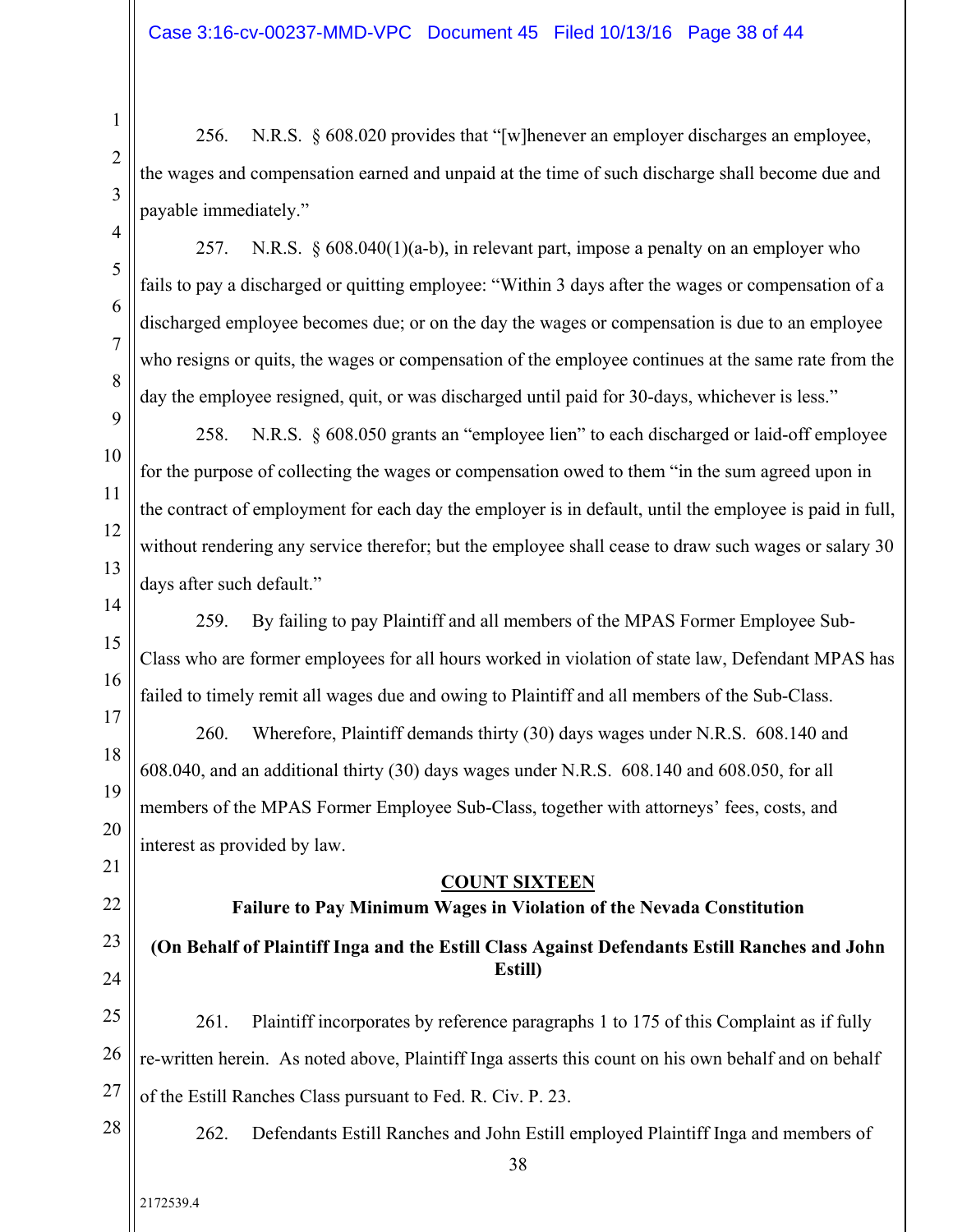256. N.R.S. § 608.020 provides that "[w]henever an employer discharges an employee, the wages and compensation earned and unpaid at the time of such discharge shall become due and payable immediately."

257. N.R.S. § 608.040(1)(a-b), in relevant part, impose a penalty on an employer who fails to pay a discharged or quitting employee: "Within 3 days after the wages or compensation of a discharged employee becomes due; or on the day the wages or compensation is due to an employee who resigns or quits, the wages or compensation of the employee continues at the same rate from the day the employee resigned, quit, or was discharged until paid for 30-days, whichever is less."

258. N.R.S. § 608.050 grants an "employee lien" to each discharged or laid-off employee for the purpose of collecting the wages or compensation owed to them "in the sum agreed upon in the contract of employment for each day the employer is in default, until the employee is paid in full, without rendering any service therefor; but the employee shall cease to draw such wages or salary 30 days after such default."

259. By failing to pay Plaintiff and all members of the MPAS Former Employee Sub-Class who are former employees for all hours worked in violation of state law, Defendant MPAS has failed to timely remit all wages due and owing to Plaintiff and all members of the Sub-Class.

260. Wherefore, Plaintiff demands thirty (30) days wages under N.R.S. 608.140 and 608.040, and an additional thirty (30) days wages under N.R.S. 608.140 and 608.050, for all members of the MPAS Former Employee Sub-Class, together with attorneys' fees, costs, and interest as provided by law.

## COUNT SIXTEEN

### Failure to Pay Minimum Wages in Violation of the Nevada Constitution

### (On Behalf of Plaintiff Inga and the Estill Class Against Defendants Estill Ranches and John Estill)

261. Plaintiff incorporates by reference paragraphs 1 to 175 of this Complaint as if fully re-written herein. As noted above, Plaintiff Inga asserts this count on his own behalf and on behalf of the Estill Ranches Class pursuant to Fed. R. Civ. P. 23.

262. Defendants Estill Ranches and John Estill employed Plaintiff Inga and members of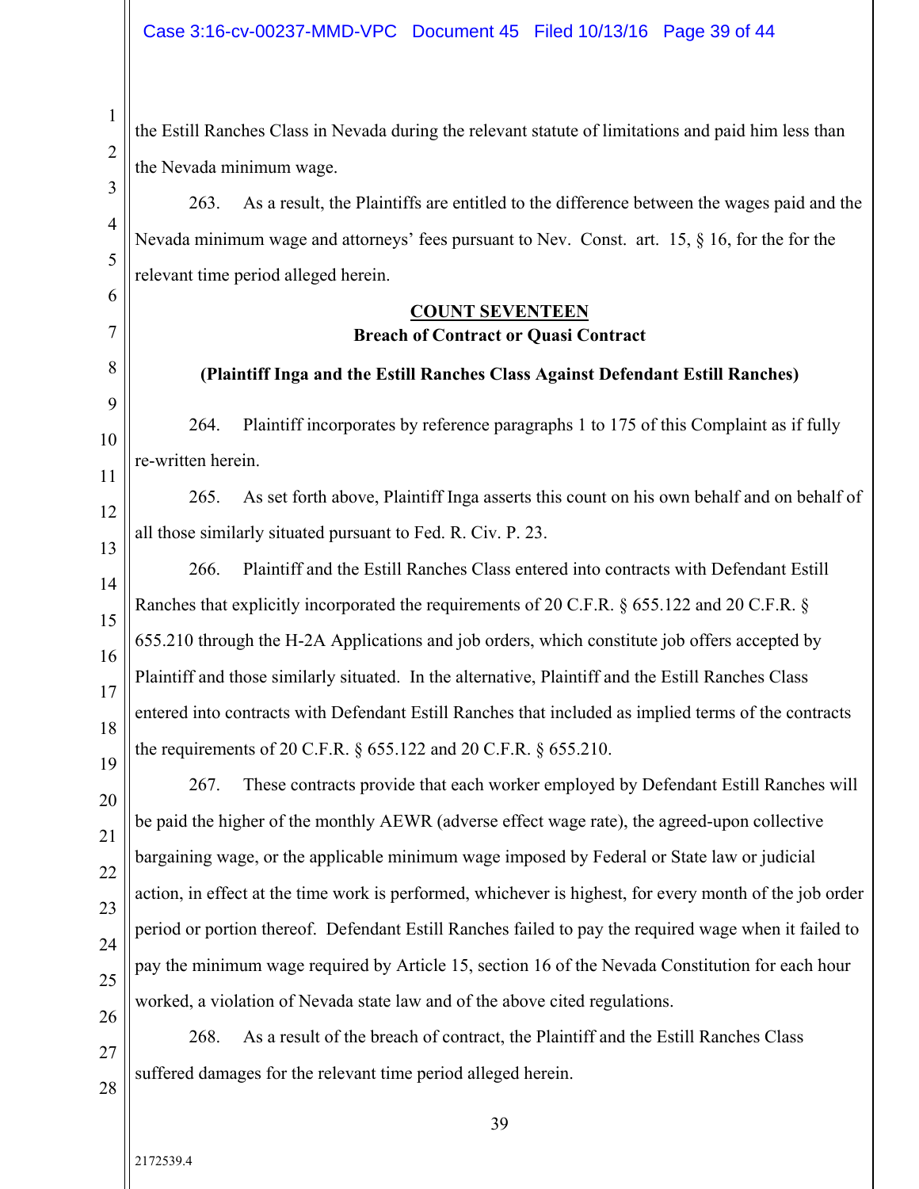the Estill Ranches Class in Nevada during the relevant statute of limitations and paid him less than the Nevada minimum wage.

263. As a result, the Plaintiffs are entitled to the difference between the wages paid and the Nevada minimum wage and attorneys' fees pursuant to Nev. Const. art. 15, § 16, for the for the relevant time period alleged herein.

**COUNT SEVENTEEN**

**Breach of Contract or Quasi Contract**

**(Plaintiff Inga and the Estill Ranches Class Against Defendant Estill Ranches)**

264. Plaintiff incorporates by reference paragraphs 1 to 175 of this Complaint as if fully re-written herein.

265. As set forth above, Plaintiff Inga asserts this count on his own behalf and on behalf of all those similarly situated pursuant to Fed. R. Civ. P. 23.

266. Plaintiff and the Estill Ranches Class entered into contracts with Defendant Estill Ranches that explicitly incorporated the requirements of 20 C.F.R. § 655.122 and 20 C.F.R. § 655.210 through the H-2A Applications and job orders, which constitute job offers accepted by Plaintiff and those similarly situated. In the alternative, Plaintiff and the Estill Ranches Class entered into contracts with Defendant Estill Ranches that included as implied terms of the contracts the requirements of 20 C.F.R. § 655.122 and 20 C.F.R. § 655.210.

267. These contracts provide that each worker employed by Defendant Estill Ranches will be paid the higher of the monthly AEWR (adverse effect wage rate), the agreed-upon collective bargaining wage, or the applicable minimum wage imposed by Federal or State law or judicial action, in effect at the time work is performed, whichever is highest, for every month of the job order period or portion thereof. Defendant Estill Ranches failed to pay the required wage when it failed to pay the minimum wage required by Article 15, section 16 of the Nevada Constitution for each hour worked, a violation of Nevada state law and of the above cited regulations.

268. As a result of the breach of contract, the Plaintiff and the Estill Ranches Class suffered damages for the relevant time period alleged herein.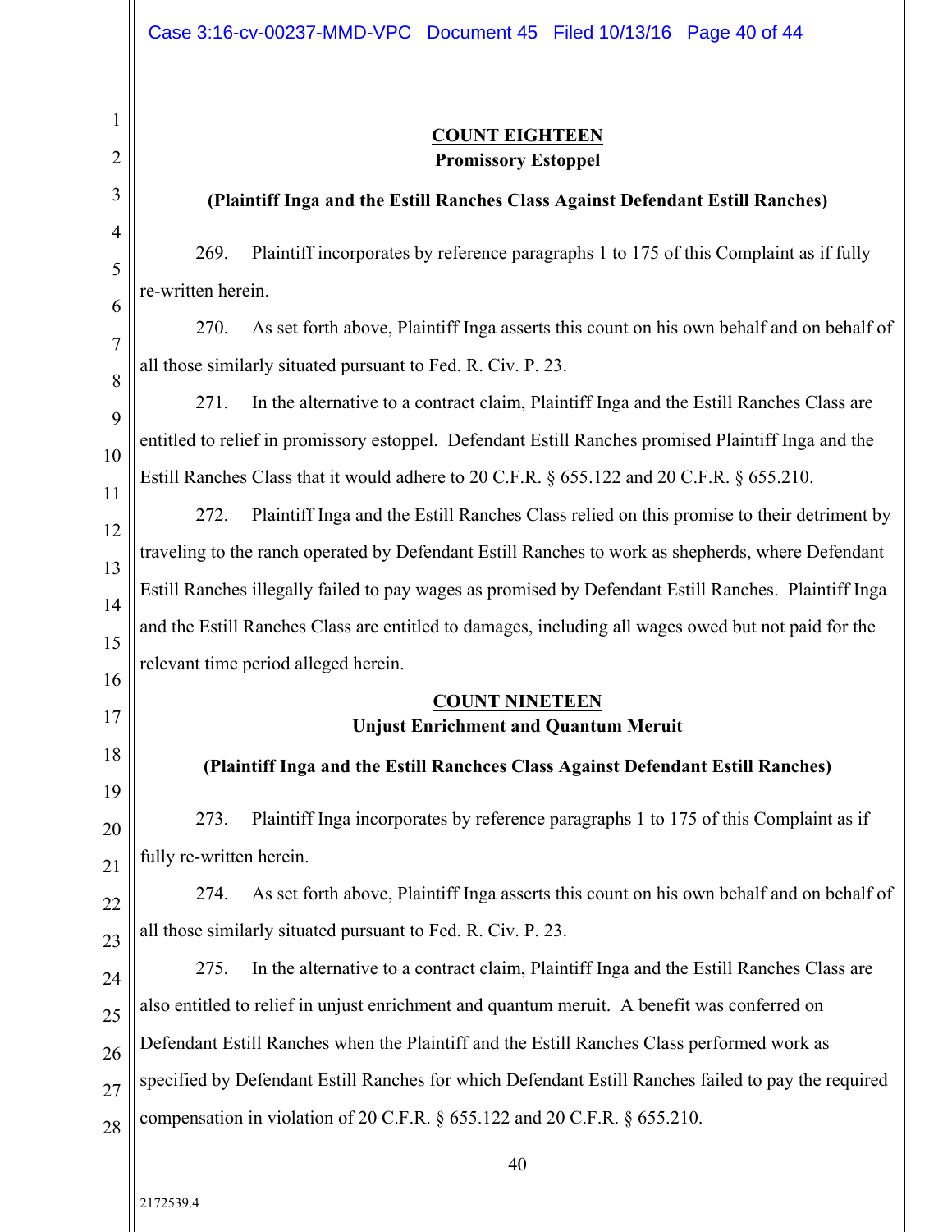**COUNT EIGHTEEN**

**Promissory Estoppel**

**(Plaintiff Inga and the Estill Ranches Class Against Defendant Estill Ranches)**

269. Plaintiff incorporates by reference paragraphs 1 to 175 of this Complaint as if fully re-written herein.

270. As set forth above, Plaintiff Inga asserts this count on his own behalf and on behalf of all those similarly situated pursuant to Fed. R. Civ. P. 23.

271. In the alternative to a contract claim, Plaintiff Inga and the Estill Ranches Class are entitled to relief in promissory estoppel. Defendant Estill Ranches promised Plaintiff Inga and the Estill Ranches Class that it would adhere to 20 C.F.R. § 655.122 and 20 C.F.R. § 655.210.

272. Plaintiff Inga and the Estill Ranches Class relied on this promise to their detriment by traveling to the ranch operated by Defendant Estill Ranches to work as shepherds, where Defendant Estill Ranches illegally failed to pay wages as promised by Defendant Estill Ranches. Plaintiff Inga and the Estill Ranches Class are entitled to damages, including all wages owed but not paid for the relevant time period alleged herein.

**COUNT NINETEEN**

**Unjust Enrichment and Quantum Meruit**

**(Plaintiff Inga and the Estill Ranchces Class Against Defendant Estill Ranches)**

273. Plaintiff Inga incorporates by reference paragraphs 1 to 175 of this Complaint as if fully re-written herein.

274. As set forth above, Plaintiff Inga asserts this count on his own behalf and on behalf of all those similarly situated pursuant to Fed. R. Civ. P. 23.

275. In the alternative to a contract claim, Plaintiff Inga and the Estill Ranches Class are also entitled to relief in unjust enrichment and quantum meruit. A benefit was conferred on Defendant Estill Ranches when the Plaintiff and the Estill Ranches Class performed work as specified by Defendant Estill Ranches for which Defendant Estill Ranches failed to pay the required compensation in violation of 20 C.F.R. § 655.122 and 20 C.F.R. § 655.210.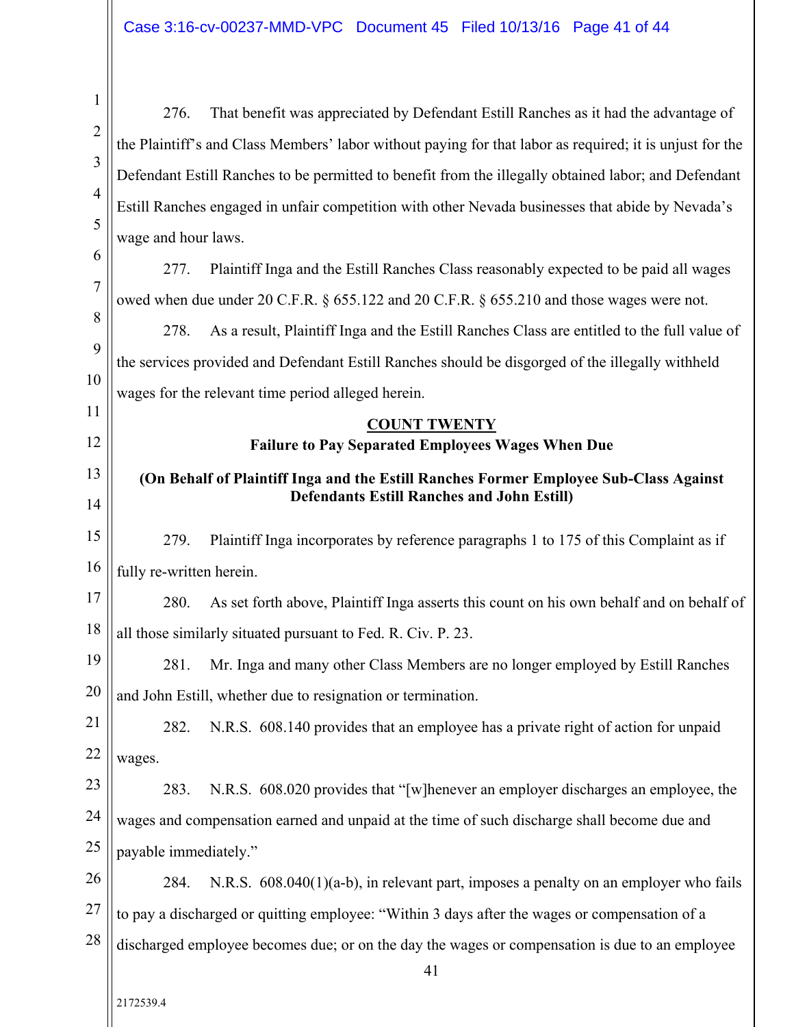276. That benefit was appreciated by Defendant Estill Ranches as it had the advantage of the Plaintiff's and Class Members' labor without paying for that labor as required; it is unjust for the Defendant Estill Ranches to be permitted to benefit from the illegally obtained labor; and Defendant Estill Ranches engaged in unfair competition with other Nevada businesses that abide by Nevada's wage and hour laws.

277. Plaintiff Inga and the Estill Ranches Class reasonably expected to be paid all wages owed when due under 20 C.F.R. § 655.122 and 20 C.F.R. § 655.210 and those wages were not.

278. As a result, Plaintiff Inga and the Estill Ranches Class are entitled to the full value of the services provided and Defendant Estill Ranches should be disgorged of the illegally withheld wages for the relevant time period alleged herein.

**COUNT TWENTY**

**Failure to Pay Separated Employees Wages When Due**

**(On Behalf of Plaintiff Inga and the Estill Ranches Former Employee Sub-Class Against Defendants Estill Ranches and John Estill)**

279. Plaintiff Inga incorporates by reference paragraphs 1 to 175 of this Complaint as if fully re-written herein.

280. As set forth above, Plaintiff Inga asserts this count on his own behalf and on behalf of all those similarly situated pursuant to Fed. R. Civ. P. 23.

281. Mr. Inga and many other Class Members are no longer employed by Estill Ranches and John Estill, whether due to resignation or termination.

282. N.R.S. 608.140 provides that an employee has a private right of action for unpaid wages.

283. N.R.S. 608.020 provides that "[w]henever an employer discharges an employee, the wages and compensation earned and unpaid at the time of such discharge shall become due and payable immediately."

284. N.R.S. 608.040(1)(a-b), in relevant part, imposes a penalty on an employer who fails to pay a discharged or quitting employee: "Within 3 days after the wages or compensation of a discharged employee becomes due; or on the day the wages or compensation is due to an employee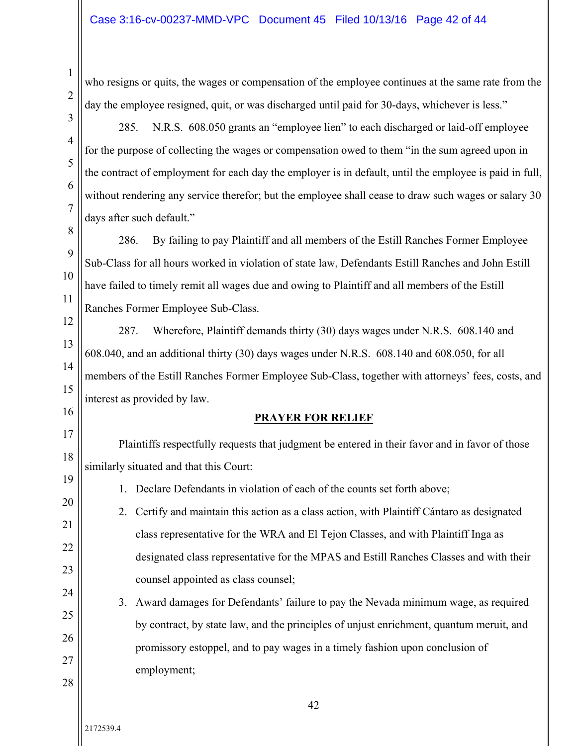who resigns or quits, the wages or compensation of the employee continues at the same rate from the day the employee resigned, quit, or was discharged until paid for 30-days, whichever is less."

285. N.R.S. 608.050 grants an "employee lien" to each discharged or laid-off employee for the purpose of collecting the wages or compensation owed to them "in the sum agreed upon in the contract of employment for each day the employer is in default, until the employee is paid in full, without rendering any service therefor; but the employee shall cease to draw such wages or salary 30 days after such default."

286. By failing to pay Plaintiff and all members of the Estill Ranches Former Employee Sub-Class for all hours worked in violation of state law, Defendants Estill Ranches and John Estill have failed to timely remit all wages due and owing to Plaintiff and all members of the Estill Ranches Former Employee Sub-Class.

287. Wherefore, Plaintiff demands thirty (30) days wages under N.R.S. 608.140 and 608.040, and an additional thirty (30) days wages under N.R.S. 608.140 and 608.050, for all members of the Estill Ranches Former Employee Sub-Class, together with attorneys' fees, costs, and interest as provided by law.

## PRAYER FOR RELIEF

Plaintiffs respectfully requests that judgment be entered in their favor and in favor of those similarly situated and that this Court:

1. Declare Defendants in violation of each of the counts set forth above;
2. Certify and maintain this action as a class action, with Plaintiff Cántaro as designated class representative for the WRA and El Tejon Classes, and with Plaintiff Inga as designated class representative for the MPAS and Estill Ranches Classes and with their counsel appointed as class counsel;
3. Award damages for Defendants' failure to pay the Nevada minimum wage, as required by contract, by state law, and the principles of unjust enrichment, quantum meruit, and promissory estoppel, and to pay wages in a timely fashion upon conclusion of employment;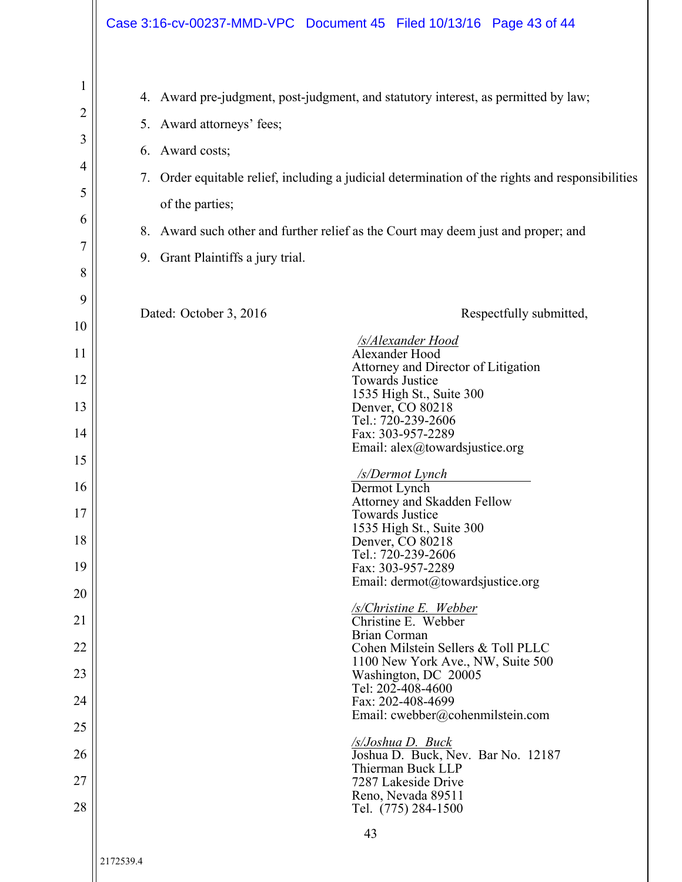4. Award pre-judgment, post-judgment, and statutory interest, as permitted by law;
5. Award attorneys' fees;
6. Award costs;
7. Order equitable relief, including a judicial determination of the rights and responsibilities of the parties;
8. Award such other and further relief as the Court may deem just and proper; and
9. Grant Plaintiffs a jury trial.

Dated: October 3, 2016

Respectfully submitted,

/s/Alexander Hood
Alexander Hood
Attorney and Director of Litigation
Towards Justice
1535 High St., Suite 300
Denver, CO 80218
Tel.: 720-239-2606
Fax: 303-957-2289
Email: alex@towardsjustice.org

/s/Dermot Lynch
Dermot Lynch
Attorney and Skadden Fellow
Towards Justice
1535 High St., Suite 300
Denver, CO 80218
Tel.: 720-239-2606
Fax: 303-957-2289
Email: dermot@towardsjustice.org

/s/Christine E. Webber
Christine E. Webber
Brian Corman
Cohen Milstein Sellers & Toll PLLC
1100 New York Ave., NW, Suite 500
Washington, DC 20005
Tel: 202-408-4600
Fax: 202-408-4699
Email: cwebber@cohenmilstein.com

/s/Joshua D. Buck
Joshua D. Buck, Nev. Bar No. 12187
Thierman Buck LLP
7287 Lakeside Drive
Reno, Nevada 89511
Tel. (775) 284-1500

2172539.4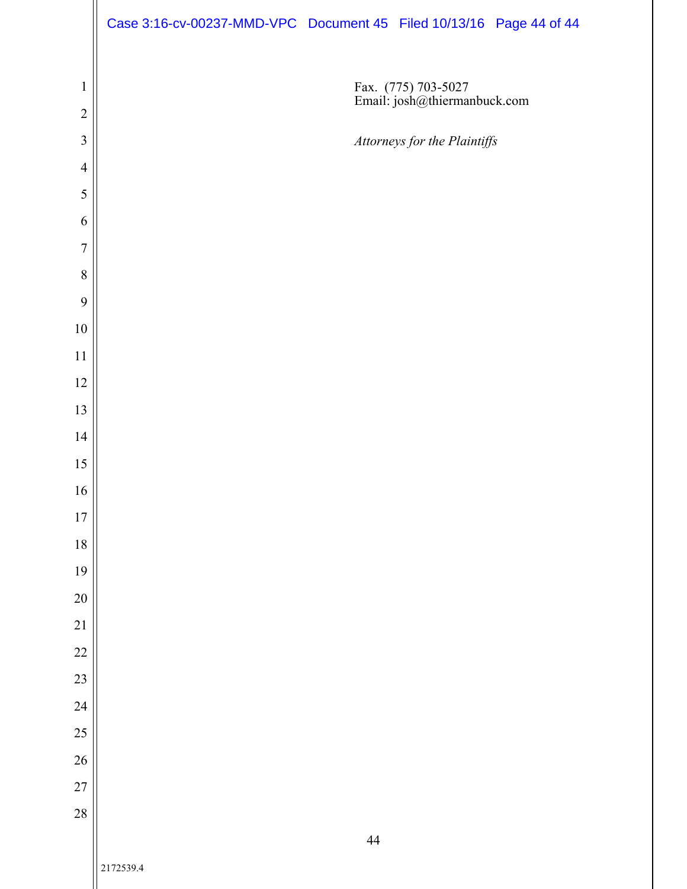Fax. (775) 703-5027
Email: josh@thiermanbuck.com

*Attorneys for the Plaintiffs*

2172539.4